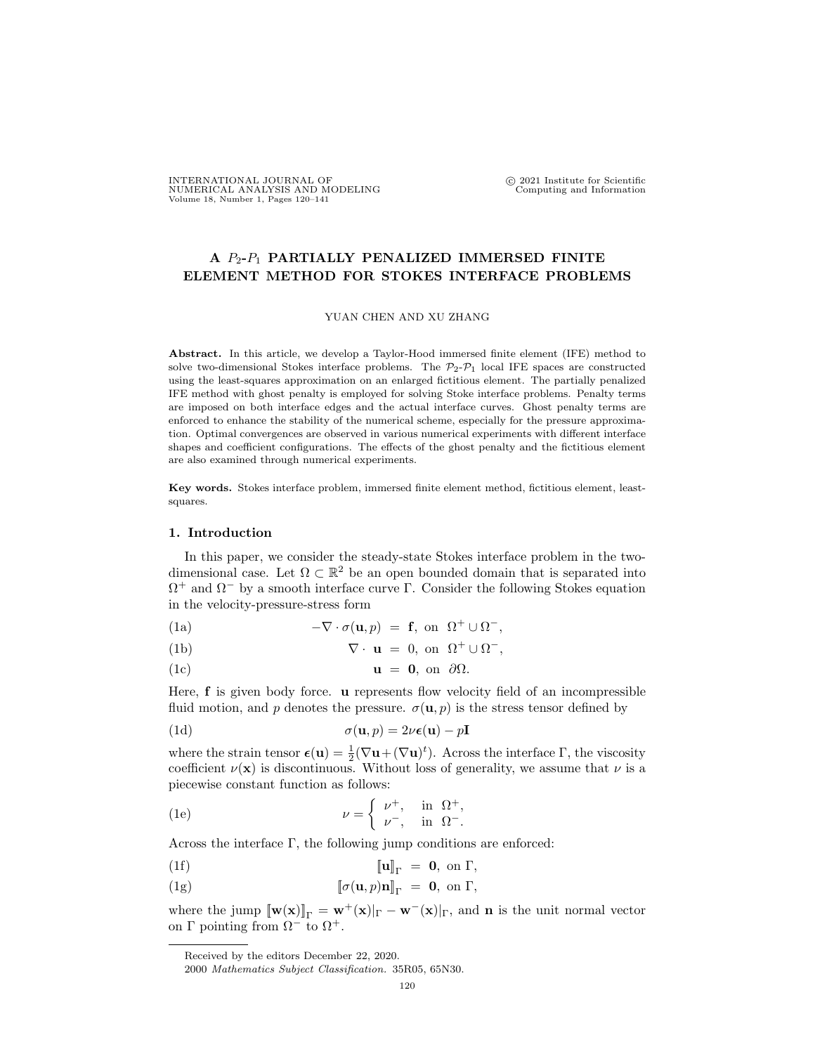# A $P_2$-$P_1$ PARTIALLY PENALIZED IMMERSED FINITE ELEMENT METHOD FOR STOKES INTERFACE PROBLEMS

YUAN CHEN AND XU ZHANG

**Abstract.** In this article, we develop a Taylor-Hood immersed finite element (IFE) method to solve two-dimensional Stokes interface problems. The $\mathcal{P}_2$-$\mathcal{P}_1$ local IFE spaces are constructed using the least-squares approximation on an enlarged fictitious element. The partially penalized IFE method with ghost penalty is employed for solving Stoke interface problems. Penalty terms are imposed on both interface edges and the actual interface curves. Ghost penalty terms are enforced to enhance the stability of the numerical scheme, especially for the pressure approximation. Optimal convergences are observed in various numerical experiments with different interface shapes and coefficient configurations. The effects of the ghost penalty and the fictitious element are also examined through numerical experiments.

**Key words.** Stokes interface problem, immersed finite element method, fictitious element, least-squares.

## 1. Introduction

In this paper, we consider the steady-state Stokes interface problem in the two-dimensional case. Let $\Omega \subset \mathbb{R}^2$ be an open bounded domain that is separated into $\Omega^+$ and $\Omega^-$ by a smooth interface curve $\Gamma$. Consider the following Stokes equation in the velocity-pressure-stress form

$$-\nabla \cdot \sigma(\mathbf{u}, p) = \mathbf{f}, \text{ on } \Omega^+ \cup \Omega^-, \tag{1a}$$

$$\nabla \cdot \mathbf{u} = 0, \text{ on } \Omega^+ \cup \Omega^-, \tag{1b}$$

$$\mathbf{u} = \mathbf{0}, \text{ on } \partial\Omega. \tag{1c}$$

Here, $\mathbf{f}$ is given body force. $\mathbf{u}$ represents flow velocity field of an incompressible fluid motion, and $p$ denotes the pressure. $\sigma(\mathbf{u}, p)$ is the stress tensor defined by

$$\sigma(\mathbf{u}, p) = 2\nu\boldsymbol{\epsilon}(\mathbf{u}) - p\mathbf{I} \tag{1d}$$

where the strain tensor $\boldsymbol{\epsilon}(\mathbf{u}) = \frac{1}{2}(\nabla\mathbf{u} + (\nabla\mathbf{u})^t)$. Across the interface $\Gamma$, the viscosity coefficient $\nu(\mathbf{x})$ is discontinuous. Without loss of generality, we assume that $\nu$ is a piecewise constant function as follows:

$$\nu = \begin{cases} \nu^+, & \text{in } \Omega^+, \\ \nu^-, & \text{in } \Omega^-. \end{cases} \tag{1e}$$

Across the interface $\Gamma$, the following jump conditions are enforced:

$$[\![\mathbf{u}]\!]_\Gamma = \mathbf{0}, \text{ on } \Gamma, \tag{1f}$$

$$[\![\sigma(\mathbf{u}, p)\mathbf{n}]\!]_\Gamma = \mathbf{0}, \text{ on } \Gamma, \tag{1g}$$

where the jump $[\![\mathbf{w}(\mathbf{x})]\!]_\Gamma = \mathbf{w}^+(\mathbf{x})|_\Gamma - \mathbf{w}^-(\mathbf{x})|_\Gamma$, and $\mathbf{n}$ is the unit normal vector on $\Gamma$ pointing from $\Omega^-$ to $\Omega^+$.

Received by the editors December 22, 2020.

2000 *Mathematics Subject Classification.* 35R05, 65N30.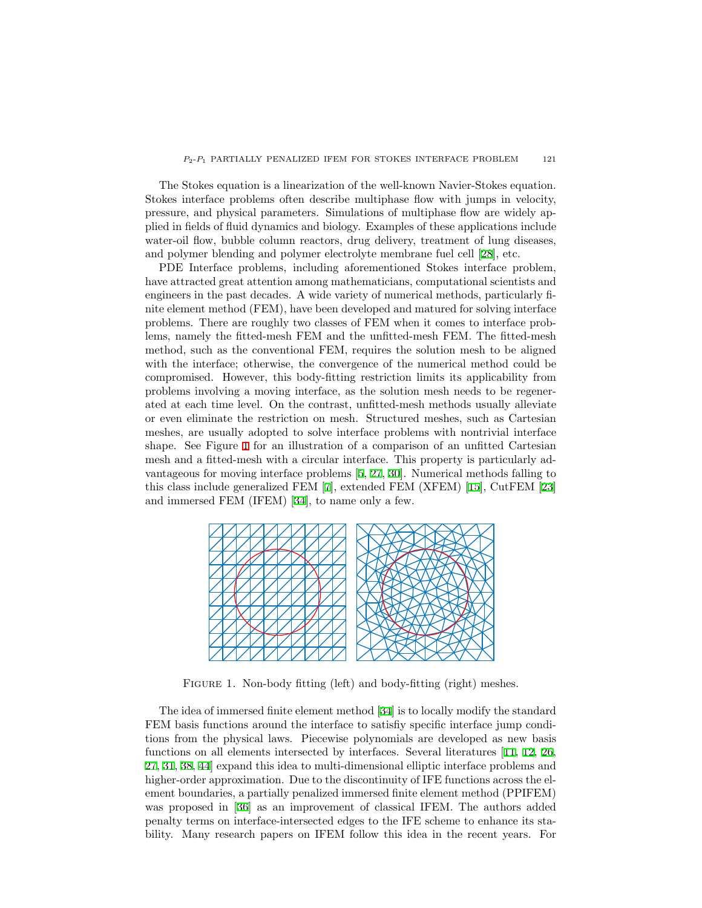The Stokes equation is a linearization of the well-known Navier-Stokes equation. Stokes interface problems often describe multiphase flow with jumps in velocity, pressure, and physical parameters. Simulations of multiphase flow are widely applied in fields of fluid dynamics and biology. Examples of these applications include water-oil flow, bubble column reactors, drug delivery, treatment of lung diseases, and polymer blending and polymer electrolyte membrane fuel cell [28], etc.

PDE Interface problems, including aforementioned Stokes interface problem, have attracted great attention among mathematicians, computational scientists and engineers in the past decades. A wide variety of numerical methods, particularly finite element method (FEM), have been developed and matured for solving interface problems. There are roughly two classes of FEM when it comes to interface problems, namely the fitted-mesh FEM and the unfitted-mesh FEM. The fitted-mesh method, such as the conventional FEM, requires the solution mesh to be aligned with the interface; otherwise, the convergence of the numerical method could be compromised. However, this body-fitting restriction limits its applicability from problems involving a moving interface, as the solution mesh needs to be regenerated at each time level. On the contrast, unfitted-mesh methods usually alleviate or even eliminate the restriction on mesh. Structured meshes, such as Cartesian meshes, are usually adopted to solve interface problems with nontrivial interface shape. See Figure 1 for an illustration of a comparison of an unfitted Cartesian mesh and a fitted-mesh with a circular interface. This property is particularly advantageous for moving interface problems [5, 27, 30]. Numerical methods falling to this class include generalized FEM [7], extended FEM (XFEM) [15], CutFEM [23] and immersed FEM (IFEM) [34], to name only a few.

Figure 1. Non-body fitting (left) and body-fitting (right) meshes.

The idea of immersed finite element method [34] is to locally modify the standard FEM basis functions around the interface to satisfiy specific interface jump conditions from the physical laws. Piecewise polynomials are developed as new basis functions on all elements intersected by interfaces. Several literatures [11, 12, 26, 27, 31, 38, 44] expand this idea to multi-dimensional elliptic interface problems and higher-order approximation. Due to the discontinuity of IFE functions across the element boundaries, a partially penalized immersed finite element method (PPIFEM) was proposed in [36] as an improvement of classical IFEM. The authors added penalty terms on interface-intersected edges to the IFE scheme to enhance its stability. Many research papers on IFEM follow this idea in the recent years. For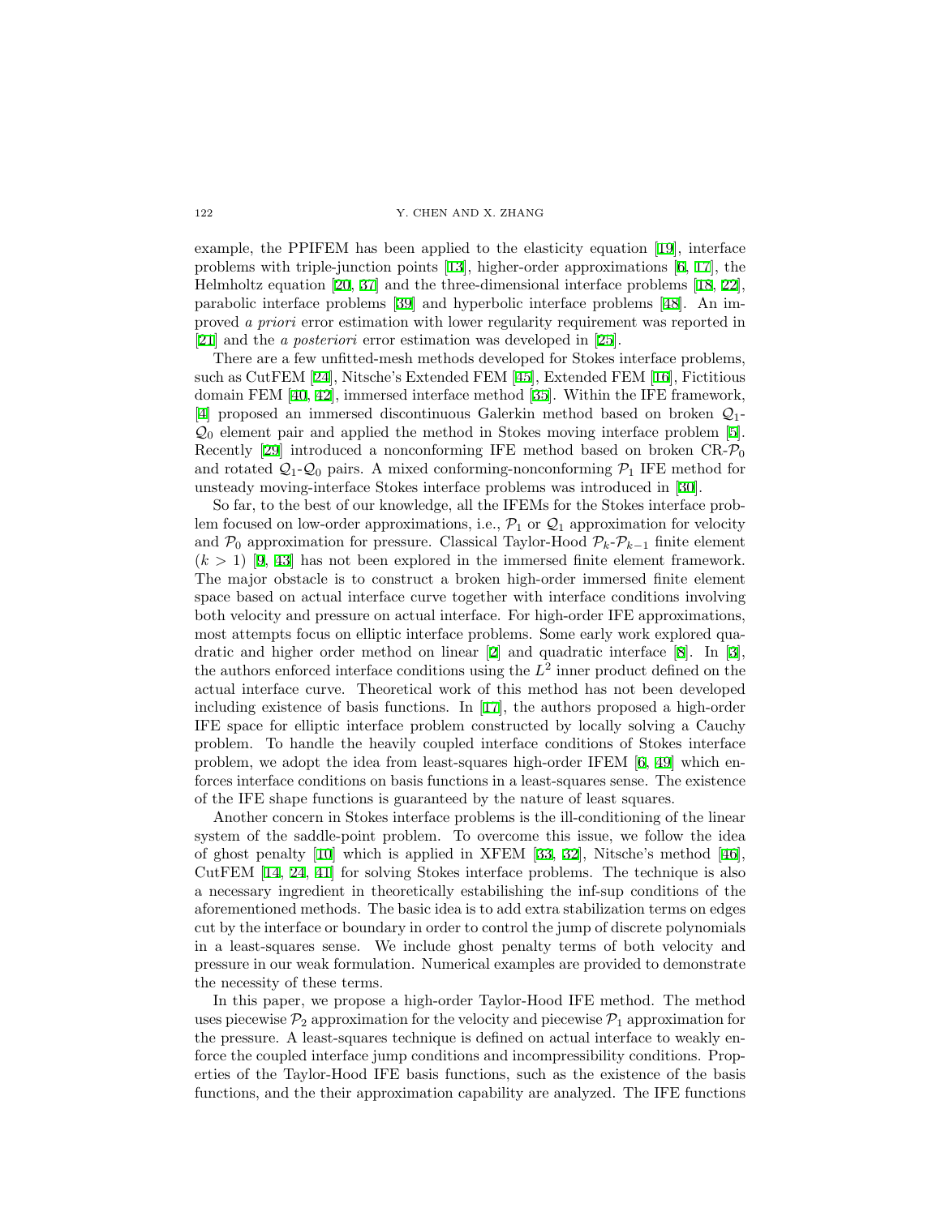example, the PPIFEM has been applied to the elasticity equation [19], interface problems with triple-junction points [13], higher-order approximations [6, 17], the Helmholtz equation [20, 37] and the three-dimensional interface problems [18, 22], parabolic interface problems [39] and hyperbolic interface problems [48]. An improved *a priori* error estimation with lower regularity requirement was reported in [21] and the *a posteriori* error estimation was developed in [25].

There are a few unfitted-mesh methods developed for Stokes interface problems, such as CutFEM [24], Nitsche's Extended FEM [45], Extended FEM [16], Fictitious domain FEM [40, 42], immersed interface method [35]. Within the IFE framework, [4] proposed an immersed discontinuous Galerkin method based on broken $\mathcal{Q}_1$-$\mathcal{Q}_0$ element pair and applied the method in Stokes moving interface problem [5]. Recently [29] introduced a nonconforming IFE method based on broken CR-$\mathcal{P}_0$ and rotated $\mathcal{Q}_1$-$\mathcal{Q}_0$ pairs. A mixed conforming-nonconforming $\mathcal{P}_1$ IFE method for unsteady moving-interface Stokes interface problems was introduced in [30].

So far, to the best of our knowledge, all the IFEMs for the Stokes interface problem focused on low-order approximations, i.e., $\mathcal{P}_1$ or $\mathcal{Q}_1$ approximation for velocity and $\mathcal{P}_0$ approximation for pressure. Classical Taylor-Hood $\mathcal{P}_k$-$\mathcal{P}_{k-1}$ finite element $(k > 1)$ [9, 43] has not been explored in the immersed finite element framework. The major obstacle is to construct a broken high-order immersed finite element space based on actual interface curve together with interface conditions involving both velocity and pressure on actual interface. For high-order IFE approximations, most attempts focus on elliptic interface problems. Some early work explored quadratic and higher order method on linear [2] and quadratic interface [8]. In [3], the authors enforced interface conditions using the $L^2$ inner product defined on the actual interface curve. Theoretical work of this method has not been developed including existence of basis functions. In [17], the authors proposed a high-order IFE space for elliptic interface problem constructed by locally solving a Cauchy problem. To handle the heavily coupled interface conditions of Stokes interface problem, we adopt the idea from least-squares high-order IFEM [6, 49] which enforces interface conditions on basis functions in a least-squares sense. The existence of the IFE shape functions is guaranteed by the nature of least squares.

Another concern in Stokes interface problems is the ill-conditioning of the linear system of the saddle-point problem. To overcome this issue, we follow the idea of ghost penalty [10] which is applied in XFEM [33, 32], Nitsche's method [46], CutFEM [14, 24, 41] for solving Stokes interface problems. The technique is also a necessary ingredient in theoretically estabilishing the inf-sup conditions of the aforementioned methods. The basic idea is to add extra stabilization terms on edges cut by the interface or boundary in order to control the jump of discrete polynomials in a least-squares sense. We include ghost penalty terms of both velocity and pressure in our weak formulation. Numerical examples are provided to demonstrate the necessity of these terms.

In this paper, we propose a high-order Taylor-Hood IFE method. The method uses piecewise $\mathcal{P}_2$ approximation for the velocity and piecewise $\mathcal{P}_1$ approximation for the pressure. A least-squares technique is defined on actual interface to weakly enforce the coupled interface jump conditions and incompressibility conditions. Properties of the Taylor-Hood IFE basis functions, such as the existence of the basis functions, and the their approximation capability are analyzed. The IFE functions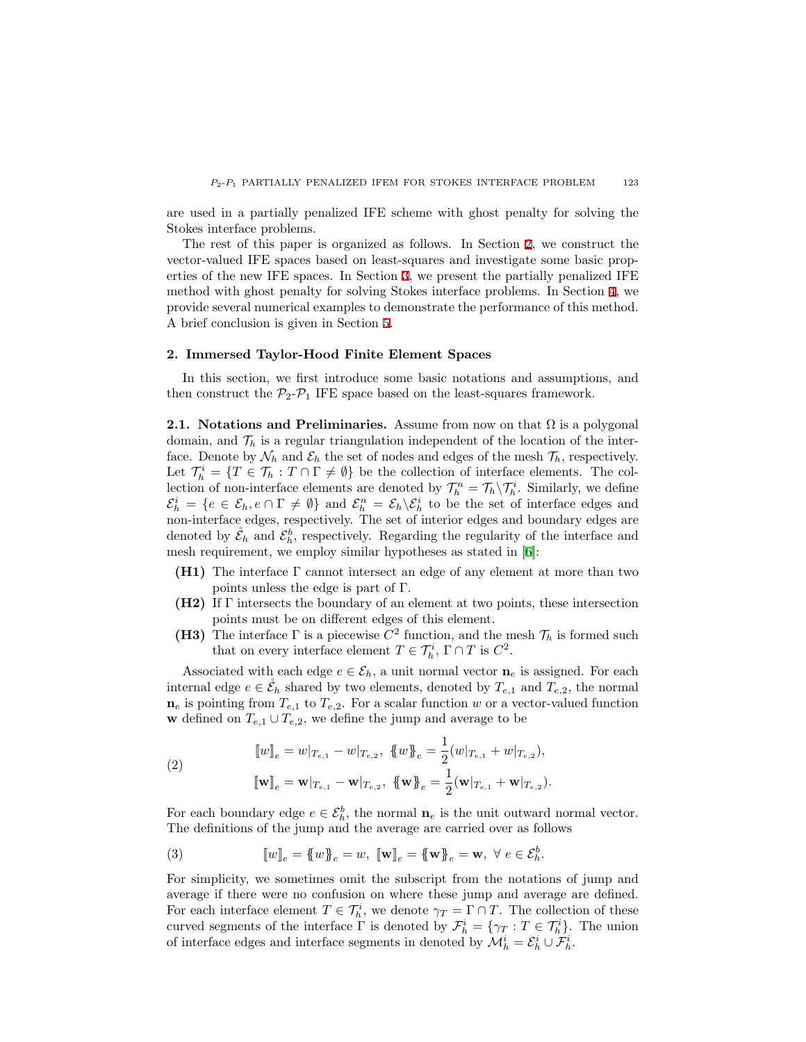are used in a partially penalized IFE scheme with ghost penalty for solving the Stokes interface problems.

The rest of this paper is organized as follows. In Section 2, we construct the vector-valued IFE spaces based on least-squares and investigate some basic properties of the new IFE spaces. In Section 3, we present the partially penalized IFE method with ghost penalty for solving Stokes interface problems. In Section 4, we provide several numerical examples to demonstrate the performance of this method. A brief conclusion is given in Section 5.

## 2. Immersed Taylor-Hood Finite Element Spaces

In this section, we first introduce some basic notations and assumptions, and then construct the $\mathcal{P}_2$-$\mathcal{P}_1$ IFE space based on the least-squares framework.

**2.1. Notations and Preliminaries.** Assume from now on that $\Omega$ is a polygonal domain, and $\mathcal{T}_h$ is a regular triangulation independent of the location of the interface. Denote by $\mathcal{N}_h$ and $\mathcal{E}_h$ the set of nodes and edges of the mesh $\mathcal{T}_h$, respectively. Let $\mathcal{T}_h^i = \{T \in \mathcal{T}_h : T \cap \Gamma \neq \emptyset\}$ be the collection of interface elements. The collection of non-interface elements are denoted by $\mathcal{T}_h^n = \mathcal{T}_h \backslash \mathcal{T}_h^i$. Similarly, we define $\mathcal{E}_h^i = \{e \in \mathcal{E}_h, e \cap \Gamma \neq \emptyset\}$ and $\mathcal{E}_h^n = \mathcal{E}_h \backslash \mathcal{E}_h^i$ to be the set of interface edges and non-interface edges, respectively. The set of interior edges and boundary edges are denoted by $\mathring{\mathcal{E}}_h$ and $\mathcal{E}_h^b$, respectively. Regarding the regularity of the interface and mesh requirement, we employ similar hypotheses as stated in [6]:

- **(H1)** The interface $\Gamma$ cannot intersect an edge of any element at more than two points unless the edge is part of $\Gamma$.
- **(H2)** If $\Gamma$ intersects the boundary of an element at two points, these intersection points must be on different edges of this element.
- **(H3)** The interface $\Gamma$ is a piecewise $C^2$ function, and the mesh $\mathcal{T}_h$ is formed such that on every interface element $T \in \mathcal{T}_h^i$, $\Gamma \cap T$ is $C^2$.

Associated with each edge $e \in \mathcal{E}_h$, a unit normal vector $\mathbf{n}_e$ is assigned. For each internal edge $e \in \mathring{\mathcal{E}}_h$ shared by two elements, denoted by $T_{e,1}$ and $T_{e,2}$, the normal $\mathbf{n}_e$ is pointing from $T_{e,1}$ to $T_{e,2}$. For a scalar function $w$ or a vector-valued function $\mathbf{w}$ defined on $T_{e,1} \cup T_{e,2}$, we define the jump and average to be

$$
\begin{aligned}
&[\![w]\!]_e = w|_{T_{e,1}} - w|_{T_{e,2}}, \ \{\!\{w\}\!\}_e = \frac{1}{2}(w|_{T_{e,1}} + w|_{T_{e,2}}), \\
&[\![\mathbf{w}]\!]_e = \mathbf{w}|_{T_{e,1}} - \mathbf{w}|_{T_{e,2}}, \ \{\!\{\mathbf{w}\}\!\}_e = \frac{1}{2}(\mathbf{w}|_{T_{e,1}} + \mathbf{w}|_{T_{e,2}}).
\end{aligned}
\tag{2}
$$

For each boundary edge $e \in \mathcal{E}_h^b$, the normal $\mathbf{n}_e$ is the unit outward normal vector. The definitions of the jump and the average are carried over as follows

$$
[\![w]\!]_e = \{\!\{w\}\!\}_e = w, \ [\![\mathbf{w}]\!]_e = \{\!\{\mathbf{w}\}\!\}_e = \mathbf{w}, \ \forall \ e \in \mathcal{E}_h^b. \tag{3}
$$

For simplicity, we sometimes omit the subscript from the notations of jump and average if there were no confusion on where these jump and average are defined. For each interface element $T \in \mathcal{T}_h^i$, we denote $\gamma_T = \Gamma \cap T$. The collection of these curved segments of the interface $\Gamma$ is denoted by $\mathcal{F}_h^i = \{\gamma_T : T \in \mathcal{T}_h^i\}$. The union of interface edges and interface segments in denoted by $\mathcal{M}_h^i = \mathcal{E}_h^i \cup \mathcal{F}_h^i$.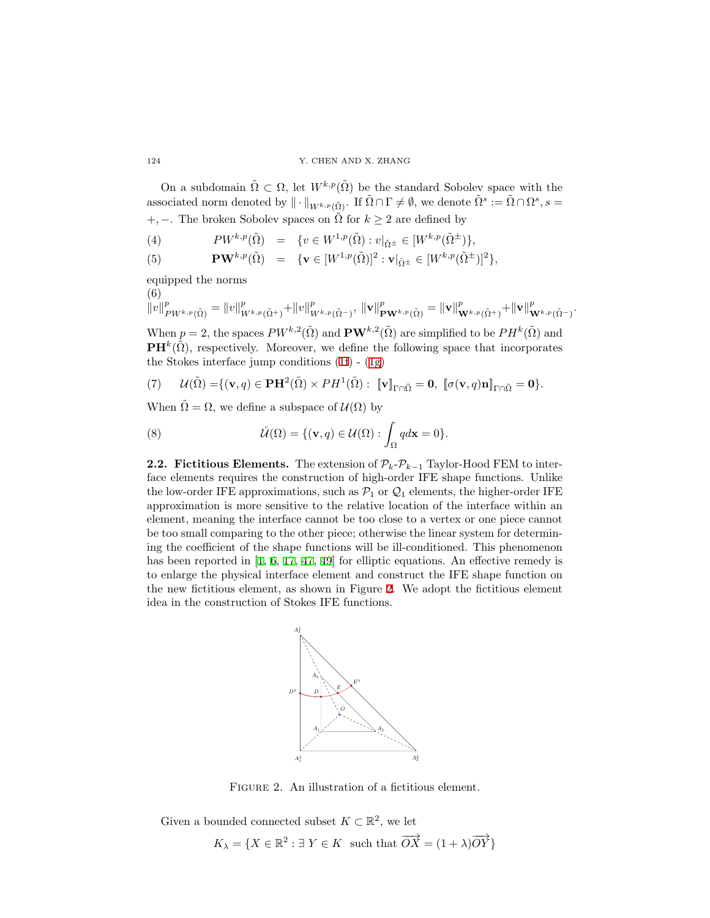On a subdomain $\tilde{\Omega} \subset \Omega$, let $W^{k,p}(\tilde{\Omega})$ be the standard Sobolev space with the associated norm denoted by $\|\cdot\|_{W^{k,p}(\tilde{\Omega})}$. If $\tilde{\Omega} \cap \Gamma \neq \emptyset$, we denote $\tilde{\Omega}^s := \tilde{\Omega} \cap \Omega^s, s = +, -$. The broken Sobolev spaces on $\tilde{\Omega}$ for $k \geq 2$ are defined by

$$PW^{k,p}(\tilde{\Omega}) = \{v \in W^{1,p}(\tilde{\Omega}) : v|_{\tilde{\Omega}^{\pm}} \in [W^{k,p}(\tilde{\Omega}^{\pm})\}, \tag{4}$$

$$\mathbf{PW}^{k,p}(\tilde{\Omega}) = \{\mathbf{v} \in [W^{1,p}(\tilde{\Omega})]^2 : \mathbf{v}|_{\tilde{\Omega}^{\pm}} \in [W^{k,p}(\tilde{\Omega}^{\pm})]^2\}, \tag{5}$$

equipped the norms

$$\|v\|^p_{PW^{k,p}(\tilde{\Omega})} = \|v\|^p_{W^{k,p}(\tilde{\Omega}^+)} + \|v\|^p_{W^{k,p}(\tilde{\Omega}^-)}, \ \|\mathbf{v}\|^p_{\mathbf{PW}^{k,p}(\tilde{\Omega})} = \|\mathbf{v}\|^p_{\mathbf{W}^{k,p}(\tilde{\Omega}^+)} + \|\mathbf{v}\|^p_{\mathbf{W}^{k,p}(\tilde{\Omega}^-)}. \tag{6}$$

When $p = 2$, the spaces $PW^{k,2}(\tilde{\Omega})$ and $\mathbf{PW}^{k,2}(\tilde{\Omega})$ are simplified to be $PH^k(\tilde{\Omega})$ and $\mathbf{PH}^k(\tilde{\Omega})$, respectively. Moreover, we define the following space that incorporates the Stokes interface jump conditions (1f) - (1g)

$$\mathcal{U}(\tilde{\Omega}) = \{(\mathbf{v}, q) \in \mathbf{PH}^2(\tilde{\Omega}) \times PH^1(\tilde{\Omega}) : \ [\![\mathbf{v}]\!]_{\Gamma \cap \tilde{\Omega}} = \mathbf{0}, \ [\![\sigma(\mathbf{v}, q)\mathbf{n}]\!]_{\Gamma \cap \tilde{\Omega}} = \mathbf{0}\}. \tag{7}$$

When $\tilde{\Omega} = \Omega$, we define a subspace of $\mathcal{U}(\Omega)$ by

$$\mathring{\mathcal{U}}(\Omega) = \{(\mathbf{v}, q) \in \mathcal{U}(\Omega) : \int_{\Omega} q d\mathbf{x} = 0\}. \tag{8}$$

**2.2. Fictitious Elements.** The extension of $\mathcal{P}_k$-$\mathcal{P}_{k-1}$ Taylor-Hood FEM to interface elements requires the construction of high-order IFE shape functions. Unlike the low-order IFE approximations, such as $\mathcal{P}_1$ or $\mathcal{Q}_1$ elements, the higher-order IFE approximation is more sensitive to the relative location of the interface within an element, meaning the interface cannot be too close to a vertex or one piece cannot be too small comparing to the other piece; otherwise the linear system for determining the coefficient of the shape functions will be ill-conditioned. This phenomenon has been reported in [1, 6, 17, 47, 49] for elliptic equations. An effective remedy is to enlarge the physical interface element and construct the IFE shape function on the new fictitious element, as shown in Figure 2. We adopt the fictitious element idea in the construction of Stokes IFE functions.

Figure 2. An illustration of a fictitious element.

Given a bounded connected subset $K \subset \mathbb{R}^2$, we let

$$K_\lambda = \{X \in \mathbb{R}^2 : \exists \ Y \in K \ \text{ such that } \overrightarrow{OX} = (1 + \lambda)\overrightarrow{OY}\}$$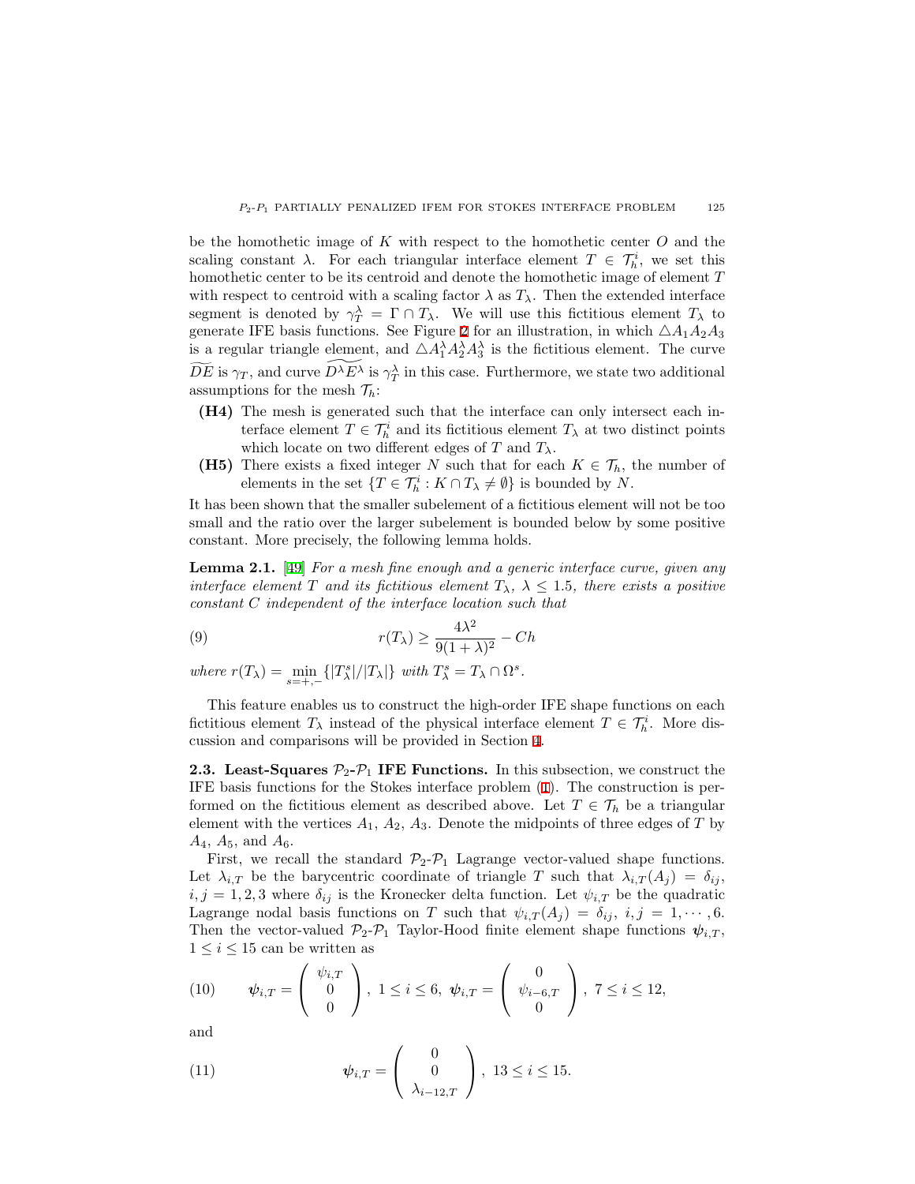be the homothetic image of $K$ with respect to the homothetic center $O$ and the scaling constant $\lambda$. For each triangular interface element $T \in \mathcal{T}_h^i$, we set this homothetic center to be its centroid and denote the homothetic image of element $T$ with respect to centroid with a scaling factor $\lambda$ as $T_\lambda$. Then the extended interface segment is denoted by $\gamma_T^\lambda = \Gamma \cap T_\lambda$. We will use this fictitious element $T_\lambda$ to generate IFE basis functions. See Figure 2 for an illustration, in which $\triangle A_1 A_2 A_3$ is a regular triangle element, and $\triangle A_1^\lambda A_2^\lambda A_3^\lambda$ is the fictitious element. The curve $\widetilde{DE}$ is $\gamma_T$, and curve $\widetilde{D^\lambda E^\lambda}$ is $\gamma_T^\lambda$ in this case. Furthermore, we state two additional assumptions for the mesh $\mathcal{T}_h$:

- **(H4)** The mesh is generated such that the interface can only intersect each interface element $T \in \mathcal{T}_h^i$ and its fictitious element $T_\lambda$ at two distinct points which locate on two different edges of $T$ and $T_\lambda$.
- **(H5)** There exists a fixed integer $N$ such that for each $K \in \mathcal{T}_h$, the number of elements in the set $\{T \in \mathcal{T}_h^i : K \cap T_\lambda \neq \emptyset\}$ is bounded by $N$.

It has been shown that the smaller subelement of a fictitious element will not be too small and the ratio over the larger subelement is bounded below by some positive constant. More precisely, the following lemma holds.

**Lemma 2.1.** [49] *For a mesh fine enough and a generic interface curve, given any interface element $T$ and its fictitious element $T_\lambda$, $\lambda \leq 1.5$, there exists a positive constant $C$ independent of the interface location such that*

$$r(T_\lambda) \geq \frac{4\lambda^2}{9(1+\lambda)^2} - Ch \tag{9}$$

*where* $r(T_\lambda) = \min\limits_{s=+,-} \{|T_\lambda^s|/|T_\lambda|\}$ *with* $T_\lambda^s = T_\lambda \cap \Omega^s$.

This feature enables us to construct the high-order IFE shape functions on each fictitious element $T_\lambda$ instead of the physical interface element $T \in \mathcal{T}_h^i$. More discussion and comparisons will be provided in Section 4.

**2.3. Least-Squares $\mathcal{P}_2$-$\mathcal{P}_1$ IFE Functions.** In this subsection, we construct the IFE basis functions for the Stokes interface problem (1). The construction is performed on the fictitious element as described above. Let $T \in \mathcal{T}_h$ be a triangular element with the vertices $A_1$, $A_2$, $A_3$. Denote the midpoints of three edges of $T$ by $A_4$, $A_5$, and $A_6$.

First, we recall the standard $\mathcal{P}_2$-$\mathcal{P}_1$ Lagrange vector-valued shape functions. Let $\lambda_{i,T}$ be the barycentric coordinate of triangle $T$ such that $\lambda_{i,T}(A_j) = \delta_{ij}$, $i,j = 1,2,3$ where $\delta_{ij}$ is the Kronecker delta function. Let $\psi_{i,T}$ be the quadratic Lagrange nodal basis functions on $T$ such that $\psi_{i,T}(A_j) = \delta_{ij}$, $i,j = 1,\cdots,6$. Then the vector-valued $\mathcal{P}_2$-$\mathcal{P}_1$ Taylor-Hood finite element shape functions $\boldsymbol{\psi}_{i,T}$, $1 \leq i \leq 15$ can be written as

$$\boldsymbol{\psi}_{i,T} = \begin{pmatrix} \psi_{i,T} \\ 0 \\ 0 \end{pmatrix},\ 1 \leq i \leq 6,\ \boldsymbol{\psi}_{i,T} = \begin{pmatrix} 0 \\ \psi_{i-6,T} \\ 0 \end{pmatrix},\ 7 \leq i \leq 12, \tag{10}$$

and

$$\boldsymbol{\psi}_{i,T} = \begin{pmatrix} 0 \\ 0 \\ \lambda_{i-12,T} \end{pmatrix},\ 13 \leq i \leq 15. \tag{11}$$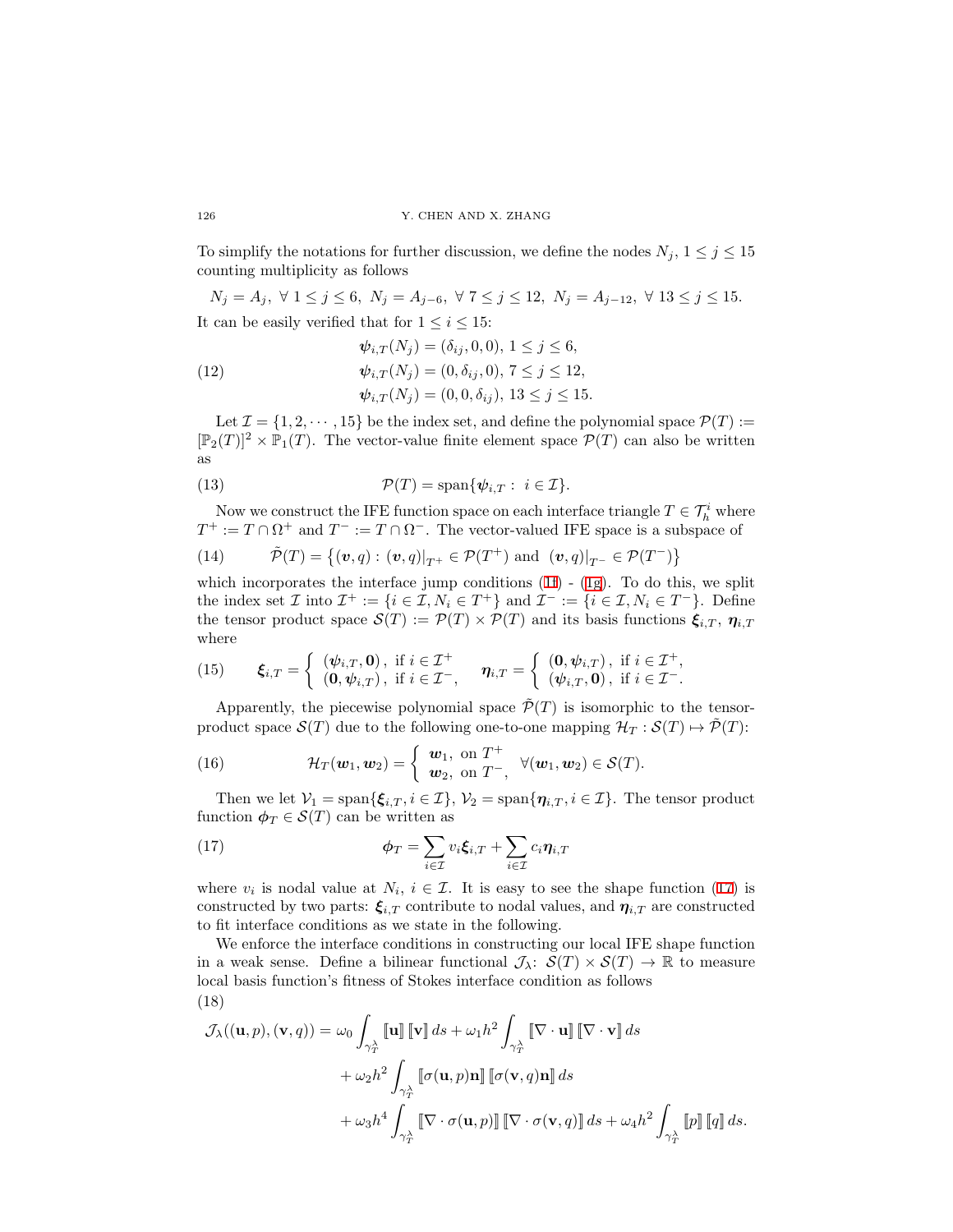To simplify the notations for further discussion, we define the nodes $N_j$, $1 \le j \le 15$ counting multiplicity as follows

$$N_j = A_j, \ \forall\ 1 \le j \le 6, \ N_j = A_{j-6}, \ \forall\ 7 \le j \le 12, \ N_j = A_{j-12}, \ \forall\ 13 \le j \le 15.$$

It can be easily verified that for $1 \le i \le 15$:

$$\begin{aligned} &\boldsymbol{\psi}_{i,T}(N_j) = (\delta_{ij}, 0, 0),\ 1 \le j \le 6, \\ &\boldsymbol{\psi}_{i,T}(N_j) = (0, \delta_{ij}, 0),\ 7 \le j \le 12, \\ &\boldsymbol{\psi}_{i,T}(N_j) = (0, 0, \delta_{ij}),\ 13 \le j \le 15. \end{aligned} \tag{12}$$

Let $\mathcal{I} = \{1, 2, \cdots, 15\}$ be the index set, and define the polynomial space $\mathcal{P}(T) := [\mathbb{P}_2(T)]^2 \times \mathbb{P}_1(T)$. The vector-value finite element space $\mathcal{P}(T)$ can also be written as

$$\mathcal{P}(T) = \mathrm{span}\{\boldsymbol{\psi}_{i,T} :\ i \in \mathcal{I}\}. \tag{13}$$

Now we construct the IFE function space on each interface triangle $T \in \mathcal{T}_h^i$ where $T^+ := T \cap \Omega^+$ and $T^- := T \cap \Omega^-$. The vector-valued IFE space is a subspace of

$$\tilde{\mathcal{P}}(T) = \left\{(\boldsymbol{v}, q) : (\boldsymbol{v}, q)|_{T^+} \in \mathcal{P}(T^+) \text{ and } (\boldsymbol{v}, q)|_{T^-} \in \mathcal{P}(T^-)\right\} \tag{14}$$

which incorporates the interface jump conditions (1f) - (1g). To do this, we split the index set $\mathcal{I}$ into $\mathcal{I}^+ := \{i \in \mathcal{I}, N_i \in T^+\}$ and $\mathcal{I}^- := \{i \in \mathcal{I}, N_i \in T^-\}$. Define the tensor product space $\mathcal{S}(T) := \mathcal{P}(T) \times \mathcal{P}(T)$ and its basis functions $\boldsymbol{\xi}_{i,T}$, $\boldsymbol{\eta}_{i,T}$ where

$$\boldsymbol{\xi}_{i,T} = \begin{cases} (\boldsymbol{\psi}_{i,T}, \mathbf{0}), & \text{if } i \in \mathcal{I}^+ \\ (\mathbf{0}, \boldsymbol{\psi}_{i,T}), & \text{if } i \in \mathcal{I}^-, \end{cases} \quad \boldsymbol{\eta}_{i,T} = \begin{cases} (\mathbf{0}, \boldsymbol{\psi}_{i,T}), & \text{if } i \in \mathcal{I}^+, \\ (\boldsymbol{\psi}_{i,T}, \mathbf{0}), & \text{if } i \in \mathcal{I}^-. \end{cases} \tag{15}$$

Apparently, the piecewise polynomial space $\tilde{\mathcal{P}}(T)$ is isomorphic to the tensor-product space $\mathcal{S}(T)$ due to the following one-to-one mapping $\mathcal{H}_T : \mathcal{S}(T) \mapsto \tilde{\mathcal{P}}(T)$:

$$\mathcal{H}_T(\boldsymbol{w}_1, \boldsymbol{w}_2) = \begin{cases} \boldsymbol{w}_1, & \text{on } T^+ \\ \boldsymbol{w}_2, & \text{on } T^-, \end{cases} \quad \forall (\boldsymbol{w}_1, \boldsymbol{w}_2) \in \mathcal{S}(T). \tag{16}$$

Then we let $\mathcal{V}_1 = \mathrm{span}\{\boldsymbol{\xi}_{i,T}, i \in \mathcal{I}\}$, $\mathcal{V}_2 = \mathrm{span}\{\boldsymbol{\eta}_{i,T}, i \in \mathcal{I}\}$. The tensor product function $\boldsymbol{\phi}_T \in \mathcal{S}(T)$ can be written as

$$\boldsymbol{\phi}_T = \sum_{i \in \mathcal{I}} v_i \boldsymbol{\xi}_{i,T} + \sum_{i \in \mathcal{I}} c_i \boldsymbol{\eta}_{i,T} \tag{17}$$

where $v_i$ is nodal value at $N_i$, $i \in \mathcal{I}$. It is easy to see the shape function (17) is constructed by two parts: $\boldsymbol{\xi}_{i,T}$ contribute to nodal values, and $\boldsymbol{\eta}_{i,T}$ are constructed to fit interface conditions as we state in the following.

We enforce the interface conditions in constructing our local IFE shape function in a weak sense. Define a bilinear functional $\mathcal{J}_\lambda$: $\mathcal{S}(T) \times \mathcal{S}(T) \to \mathbb{R}$ to measure local basis function's fitness of Stokes interface condition as follows

$$\begin{aligned} \mathcal{J}_\lambda((\mathbf{u}, p), (\mathbf{v}, q)) = {}& \omega_0 \int_{\gamma_T^\lambda} [\![\mathbf{u}]\!]\, [\![\mathbf{v}]\!]\, ds + \omega_1 h^2 \int_{\gamma_T^\lambda} [\![\nabla \cdot \mathbf{u}]\!]\, [\![\nabla \cdot \mathbf{v}]\!]\, ds \\ &+ \omega_2 h^2 \int_{\gamma_T^\lambda} [\![\sigma(\mathbf{u}, p)\mathbf{n}]\!]\, [\![\sigma(\mathbf{v}, q)\mathbf{n}]\!]\, ds \\ &+ \omega_3 h^4 \int_{\gamma_T^\lambda} [\![\nabla \cdot \sigma(\mathbf{u}, p)]\!]\, [\![\nabla \cdot \sigma(\mathbf{v}, q)]\!]\, ds + \omega_4 h^2 \int_{\gamma_T^\lambda} [\![p]\!]\, [\![q]\!]\, ds. \end{aligned} \tag{18}$$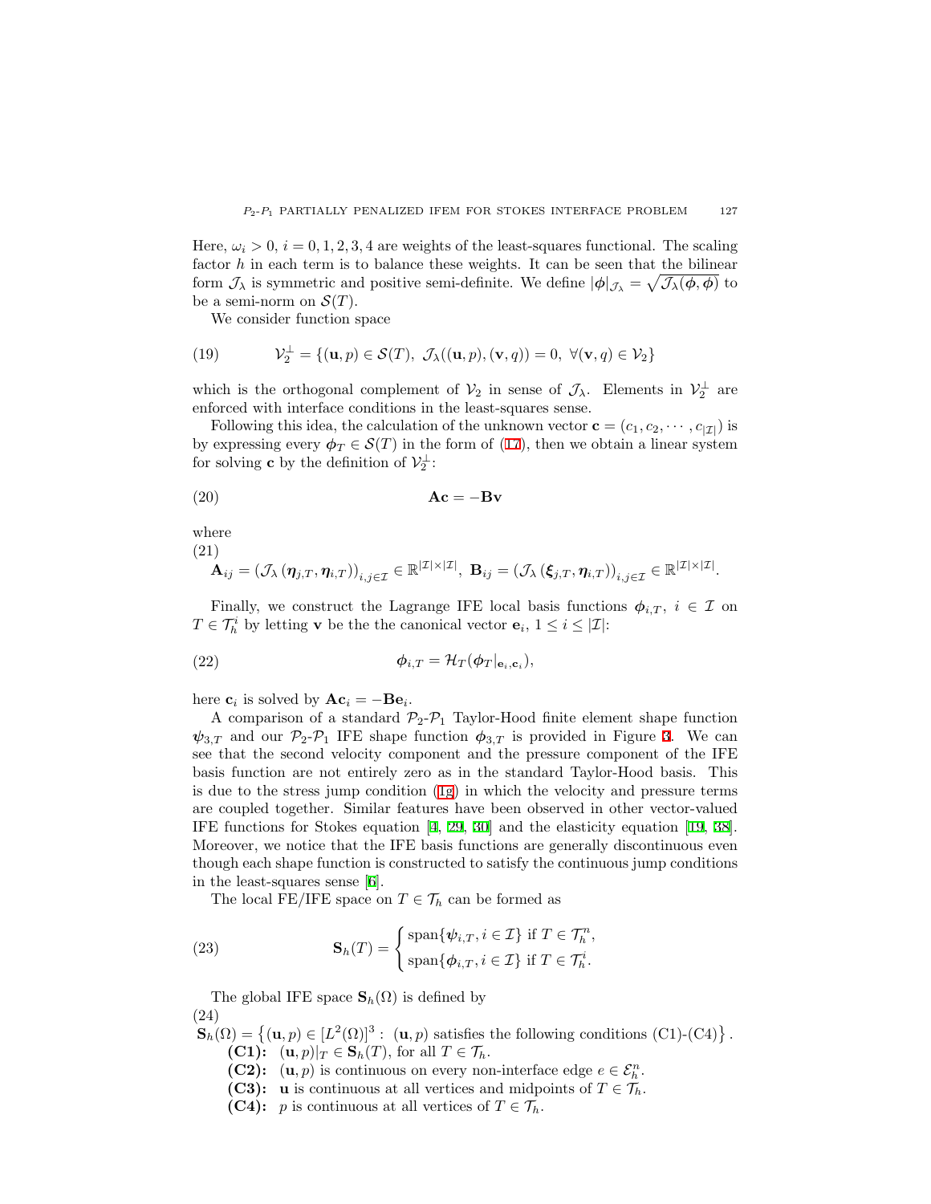Here, $\omega_i > 0$, $i = 0, 1, 2, 3, 4$ are weights of the least-squares functional. The scaling factor $h$ in each term is to balance these weights. It can be seen that the bilinear form $\mathcal{J}_\lambda$ is symmetric and positive semi-definite. We define $|\boldsymbol{\phi}|_{\mathcal{J}_\lambda} = \sqrt{\mathcal{J}_\lambda(\boldsymbol{\phi}, \boldsymbol{\phi})}$ to be a semi-norm on $\mathcal{S}(T)$.

We consider function space

$$
\mathcal{V}_2^\perp = \{(\mathbf{u}, p) \in \mathcal{S}(T),\ \mathcal{J}_\lambda((\mathbf{u}, p), (\mathbf{v}, q)) = 0,\ \forall (\mathbf{v}, q) \in \mathcal{V}_2\} \tag{19}
$$

which is the orthogonal complement of $\mathcal{V}_2$ in sense of $\mathcal{J}_\lambda$. Elements in $\mathcal{V}_2^\perp$ are enforced with interface conditions in the least-squares sense.

Following this idea, the calculation of the unknown vector $\mathbf{c} = (c_1, c_2, \cdots, c_{|\mathcal{I}|})$ is by expressing every $\boldsymbol{\phi}_T \in \mathcal{S}(T)$ in the form of (17), then we obtain a linear system for solving $\mathbf{c}$ by the definition of $\mathcal{V}_2^\perp$:

$$
\mathbf{A}\mathbf{c} = -\mathbf{B}\mathbf{v} \tag{20}
$$

where

$$
\mathbf{A}_{ij} = \left(\mathcal{J}_\lambda\left(\boldsymbol{\eta}_{j,T}, \boldsymbol{\eta}_{i,T}\right)\right)_{i,j\in\mathcal{I}} \in \mathbb{R}^{|\mathcal{I}|\times|\mathcal{I}|},\ \mathbf{B}_{ij} = \left(\mathcal{J}_\lambda\left(\boldsymbol{\xi}_{j,T}, \boldsymbol{\eta}_{i,T}\right)\right)_{i,j\in\mathcal{I}} \in \mathbb{R}^{|\mathcal{I}|\times|\mathcal{I}|}. \tag{21}
$$

Finally, we construct the Lagrange IFE local basis functions $\boldsymbol{\phi}_{i,T}$, $i \in \mathcal{I}$ on $T \in \mathcal{T}_h^i$ by letting $\mathbf{v}$ be the the canonical vector $\mathbf{e}_i$, $1 \le i \le |\mathcal{I}|$:

$$
\boldsymbol{\phi}_{i,T} = \mathcal{H}_T(\boldsymbol{\phi}_T|_{\mathbf{e}_i,\mathbf{c}_i}), \tag{22}
$$

here $\mathbf{c}_i$ is solved by $\mathbf{A}\mathbf{c}_i = -\mathbf{B}\mathbf{e}_i$.

A comparison of a standard $\mathcal{P}_2$-$\mathcal{P}_1$ Taylor-Hood finite element shape function $\boldsymbol{\psi}_{3,T}$ and our $\mathcal{P}_2$-$\mathcal{P}_1$ IFE shape function $\boldsymbol{\phi}_{3,T}$ is provided in Figure 3. We can see that the second velocity component and the pressure component of the IFE basis function are not entirely zero as in the standard Taylor-Hood basis. This is due to the stress jump condition (1g) in which the velocity and pressure terms are coupled together. Similar features have been observed in other vector-valued IFE functions for Stokes equation [4, 29, 30] and the elasticity equation [19, 38]. Moreover, we notice that the IFE basis functions are generally discontinuous even though each shape function is constructed to satisfy the continuous jump conditions in the least-squares sense [6].

The local FE/IFE space on $T \in \mathcal{T}_h$ can be formed as

$$
\mathbf{S}_h(T) = \begin{cases} \operatorname{span}\{\boldsymbol{\psi}_{i,T}, i \in \mathcal{I}\} \text{ if } T \in \mathcal{T}_h^n, \\ \operatorname{span}\{\boldsymbol{\phi}_{i,T}, i \in \mathcal{I}\} \text{ if } T \in \mathcal{T}_h^i. \end{cases} \tag{23}
$$

The global IFE space $\mathbf{S}_h(\Omega)$ is defined by

$$
\mathbf{S}_h(\Omega) = \left\{(\mathbf{u}, p) \in [L^2(\Omega)]^3 :\ (\mathbf{u}, p) \text{ satisfies the following conditions (C1)-(C4)}\right\}. \tag{24}
$$

- **(C1):** $(\mathbf{u}, p)|_T \in \mathbf{S}_h(T)$, for all $T \in \mathcal{T}_h$.
- **(C2):** $(\mathbf{u}, p)$ is continuous on every non-interface edge $e \in \mathcal{E}_h^n$.
- **(C3):** $\mathbf{u}$ is continuous at all vertices and midpoints of $T \in \mathcal{T}_h$.
- **(C4):** $p$ is continuous at all vertices of $T \in \mathcal{T}_h$.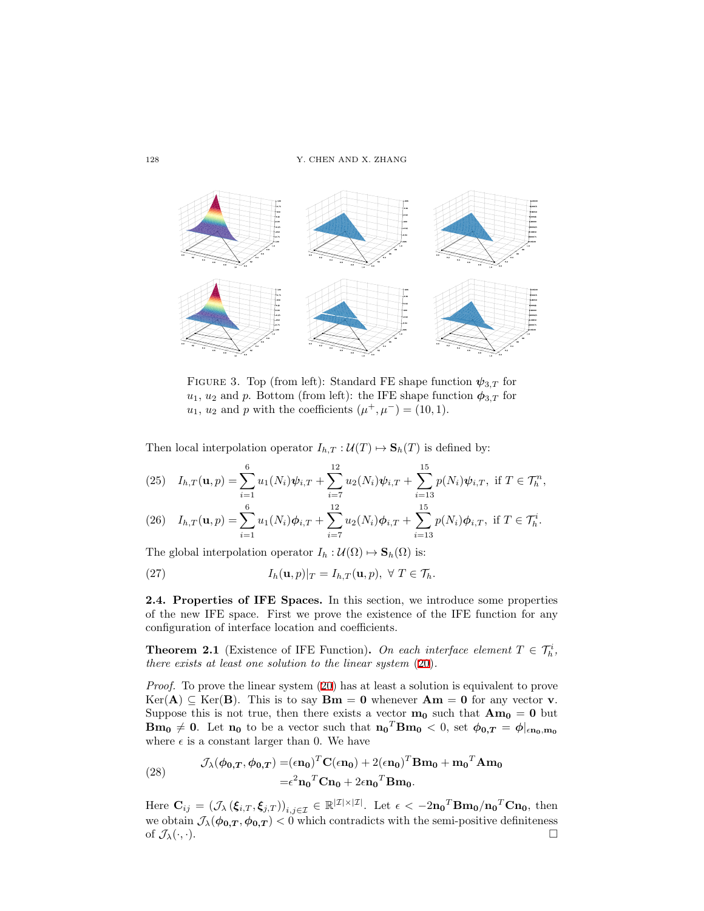FIGURE 3. Top (from left): Standard FE shape function $\boldsymbol{\psi}_{3,T}$ for $u_1$, $u_2$ and $p$. Bottom (from left): the IFE shape function $\boldsymbol{\phi}_{3,T}$ for $u_1$, $u_2$ and $p$ with the coefficients $(\mu^+, \mu^-) = (10, 1)$.

Then local interpolation operator $I_{h,T} : \mathcal{U}(T) \mapsto \mathbf{S}_h(T)$ is defined by:

$$I_{h,T}(\mathbf{u}, p) = \sum_{i=1}^{6} u_1(N_i)\boldsymbol{\psi}_{i,T} + \sum_{i=7}^{12} u_2(N_i)\boldsymbol{\psi}_{i,T} + \sum_{i=13}^{15} p(N_i)\boldsymbol{\psi}_{i,T}, \text{ if } T \in \mathcal{T}_h^n, \tag{25}$$

$$I_{h,T}(\mathbf{u}, p) = \sum_{i=1}^{6} u_1(N_i)\boldsymbol{\phi}_{i,T} + \sum_{i=7}^{12} u_2(N_i)\boldsymbol{\phi}_{i,T} + \sum_{i=13}^{15} p(N_i)\boldsymbol{\phi}_{i,T}, \text{ if } T \in \mathcal{T}_h^i. \tag{26}$$

The global interpolation operator $I_h : \mathcal{U}(\Omega) \mapsto \mathbf{S}_h(\Omega)$ is:

$$I_h(\mathbf{u}, p)|_T = I_{h,T}(\mathbf{u}, p), \ \forall \ T \in \mathcal{T}_h. \tag{27}$$

**2.4. Properties of IFE Spaces.** In this section, we introduce some properties of the new IFE space. First we prove the existence of the IFE function for any configuration of interface location and coefficients.

**Theorem 2.1** (Existence of IFE Function)**.** *On each interface element $T \in \mathcal{T}_h^i$, there exists at least one solution to the linear system (20).*

*Proof.* To prove the linear system (20) has at least a solution is equivalent to prove $\text{Ker}(\mathbf{A}) \subseteq \text{Ker}(\mathbf{B})$. This is to say $\mathbf{Bm} = \mathbf{0}$ whenever $\mathbf{Am} = \mathbf{0}$ for any vector $\mathbf{v}$. Suppose this is not true, then there exists a vector $\mathbf{m_0}$ such that $\mathbf{Am_0} = \mathbf{0}$ but $\mathbf{Bm_0} \neq \mathbf{0}$. Let $\mathbf{n_0}$ to be a vector such that $\mathbf{n_0}^T\mathbf{Bm_0} < 0$, set $\boldsymbol{\phi_{0,T}} = \boldsymbol{\phi}|_{\epsilon\mathbf{n_0},\mathbf{m_0}}$ where $\epsilon$ is a constant larger than 0. We have

$$\begin{aligned} \mathcal{J}_\lambda(\boldsymbol{\phi_{0,T}}, \boldsymbol{\phi_{0,T}}) =& (\epsilon\mathbf{n_0})^T\mathbf{C}(\epsilon\mathbf{n_0}) + 2(\epsilon\mathbf{n_0})^T\mathbf{Bm_0} + \mathbf{m_0}^T\mathbf{Am_0} \\ =& \epsilon^2\mathbf{n_0}^T\mathbf{Cn_0} + 2\epsilon\mathbf{n_0}^T\mathbf{Bm_0}. \end{aligned} \tag{28}$$

Here $\mathbf{C}_{ij} = (\mathcal{J}_\lambda(\boldsymbol{\xi}_{i,T}, \boldsymbol{\xi}_{j,T}))_{i,j\in\mathcal{I}} \in \mathbb{R}^{|\mathcal{I}|\times|\mathcal{I}|}$. Let $\epsilon < -2\mathbf{n_0}^T\mathbf{Bm_0}/\mathbf{n_0}^T\mathbf{Cn_0}$, then we obtain $\mathcal{J}_\lambda(\boldsymbol{\phi_{0,T}}, \boldsymbol{\phi_{0,T}}) < 0$ which contradicts with the semi-positive definiteness of $\mathcal{J}_\lambda(\cdot, \cdot)$. □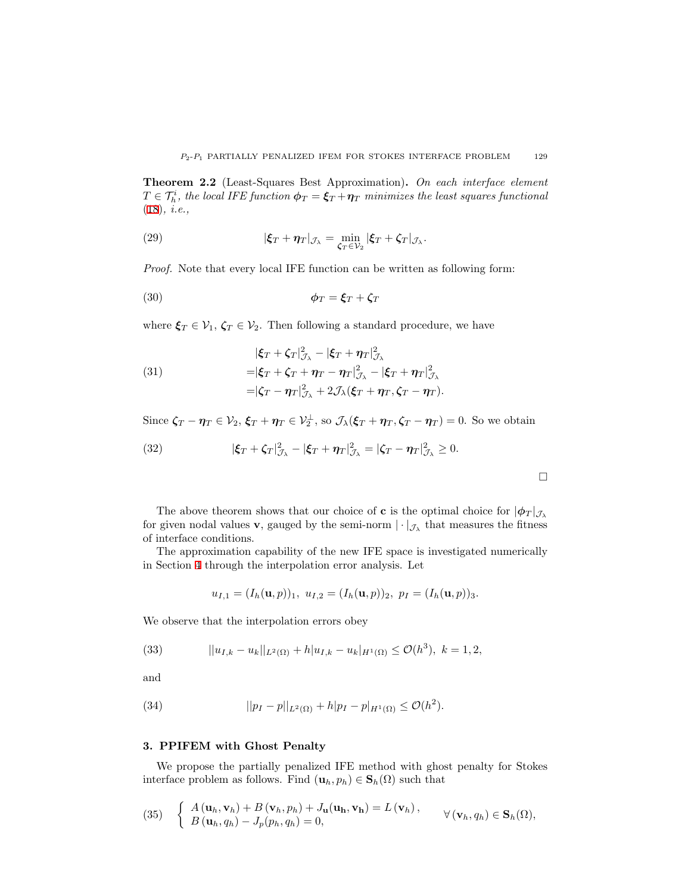**Theorem 2.2** (Least-Squares Best Approximation)**.** *On each interface element $T \in \mathcal{T}_h^i$, the local IFE function $\boldsymbol{\phi}_T = \boldsymbol{\xi}_T + \boldsymbol{\eta}_T$ minimizes the least squares functional (18), i.e.,*

$$|\boldsymbol{\xi}_T + \boldsymbol{\eta}_T|_{\mathcal{J}_\lambda} = \min_{\boldsymbol{\zeta}_T \in \mathcal{V}_2} |\boldsymbol{\xi}_T + \boldsymbol{\zeta}_T|_{\mathcal{J}_\lambda}. \tag{29}$$

*Proof.* Note that every local IFE function can be written as following form:

$$\boldsymbol{\phi}_T = \boldsymbol{\xi}_T + \boldsymbol{\zeta}_T \tag{30}$$

where $\boldsymbol{\xi}_T \in \mathcal{V}_1$, $\boldsymbol{\zeta}_T \in \mathcal{V}_2$. Then following a standard procedure, we have

$$\begin{aligned}
&|\boldsymbol{\xi}_T + \boldsymbol{\zeta}_T|^2_{\mathcal{J}_\lambda} - |\boldsymbol{\xi}_T + \boldsymbol{\eta}_T|^2_{\mathcal{J}_\lambda} \\
=&|\boldsymbol{\xi}_T + \boldsymbol{\zeta}_T + \boldsymbol{\eta}_T - \boldsymbol{\eta}_T|^2_{\mathcal{J}_\lambda} - |\boldsymbol{\xi}_T + \boldsymbol{\eta}_T|^2_{\mathcal{J}_\lambda} \\
=&|\boldsymbol{\zeta}_T - \boldsymbol{\eta}_T|^2_{\mathcal{J}_\lambda} + 2\mathcal{J}_\lambda(\boldsymbol{\xi}_T + \boldsymbol{\eta}_T, \boldsymbol{\zeta}_T - \boldsymbol{\eta}_T).
\end{aligned} \tag{31}$$

Since $\boldsymbol{\zeta}_T - \boldsymbol{\eta}_T \in \mathcal{V}_2$, $\boldsymbol{\xi}_T + \boldsymbol{\eta}_T \in \mathcal{V}_2^\perp$, so $\mathcal{J}_\lambda(\boldsymbol{\xi}_T + \boldsymbol{\eta}_T, \boldsymbol{\zeta}_T - \boldsymbol{\eta}_T) = 0$. So we obtain

$$|\boldsymbol{\xi}_T + \boldsymbol{\zeta}_T|^2_{\mathcal{J}_\lambda} - |\boldsymbol{\xi}_T + \boldsymbol{\eta}_T|^2_{\mathcal{J}_\lambda} = |\boldsymbol{\zeta}_T - \boldsymbol{\eta}_T|^2_{\mathcal{J}_\lambda} \geq 0. \tag{32}$$

□

The above theorem shows that our choice of $\mathbf{c}$ is the optimal choice for $|\boldsymbol{\phi}_T|_{\mathcal{J}_\lambda}$ for given nodal values $\mathbf{v}$, gauged by the semi-norm $|\cdot|_{\mathcal{J}_\lambda}$ that measures the fitness of interface conditions.

The approximation capability of the new IFE space is investigated numerically in Section 4 through the interpolation error analysis. Let

$$u_{I,1} = (I_h(\mathbf{u}, p))_1,\ u_{I,2} = (I_h(\mathbf{u}, p))_2,\ p_I = (I_h(\mathbf{u}, p))_3.$$

We observe that the interpolation errors obey

$$||u_{I,k} - u_k||_{L^2(\Omega)} + h|u_{I,k} - u_k|_{H^1(\Omega)} \leq \mathcal{O}(h^3),\ k = 1, 2, \tag{33}$$

and

$$||p_I - p||_{L^2(\Omega)} + h|p_I - p|_{H^1(\Omega)} \leq \mathcal{O}(h^2). \tag{34}$$

## 3. PPIFEM with Ghost Penalty

We propose the partially penalized IFE method with ghost penalty for Stokes interface problem as follows. Find $(\mathbf{u}_h, p_h) \in \mathbf{S}_h(\Omega)$ such that

$$\left\{ \begin{array}{l} A(\mathbf{u}_h, \mathbf{v}_h) + B(\mathbf{v}_h, p_h) + J_{\mathbf{u}}(\mathbf{u_h}, \mathbf{v_h}) = L(\mathbf{v}_h), \\ B(\mathbf{u}_h, q_h) - J_p(p_h, q_h) = 0, \end{array} \right. \qquad \forall (\mathbf{v}_h, q_h) \in \mathbf{S}_h(\Omega), \tag{35}$$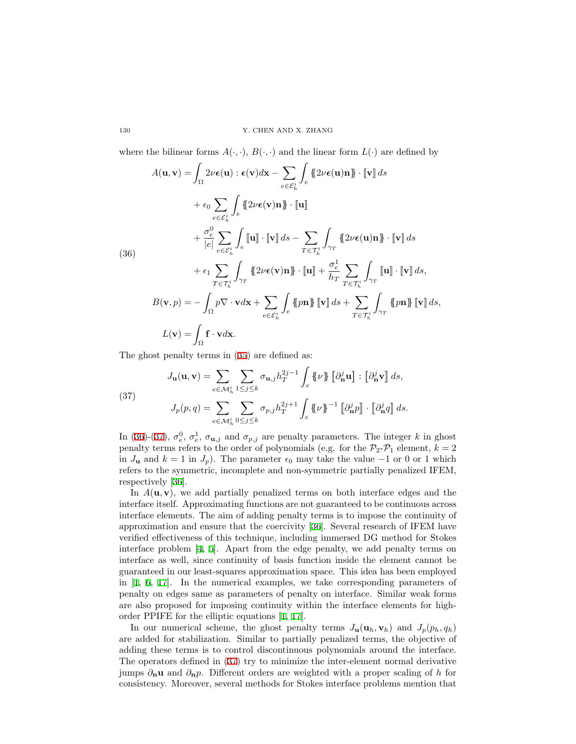where the bilinear forms $A(\cdot,\cdot)$, $B(\cdot,\cdot)$ and the linear form $L(\cdot)$ are defined by

$$
\begin{aligned}
A(\mathbf{u},\mathbf{v}) =& \int_\Omega 2\nu\boldsymbol{\epsilon}(\mathbf{u}):\boldsymbol{\epsilon}(\mathbf{v})d\mathbf{x} - \sum_{e\in\mathcal{E}_h^i}\int_e \{\!\{2\nu\boldsymbol{\epsilon}(\mathbf{u})\mathbf{n}\}\!\}\cdot[\![\mathbf{v}]\!]\,ds \\
&+ \epsilon_0 \sum_{e\in\mathcal{E}_h^i}\int_e \{\!\{2\nu\boldsymbol{\epsilon}(\mathbf{v})\mathbf{n}\}\!\}\cdot[\![\mathbf{u}]\!] \\
&+ \frac{\sigma_e^0}{|e|}\sum_{e\in\mathcal{E}_h^i}\int_e [\![\mathbf{u}]\!]\cdot[\![\mathbf{v}]\!]\,ds - \sum_{T\in\mathcal{T}_h^i}\int_{\gamma_T}\{\!\{2\nu\boldsymbol{\epsilon}(\mathbf{u})\mathbf{n}\}\!\}\cdot[\![\mathbf{v}]\!]\,ds \\
&+ \epsilon_1 \sum_{T\in\mathcal{T}_h^i}\int_{\gamma_T}\{\!\{2\nu\boldsymbol{\epsilon}(\mathbf{v})\mathbf{n}\}\!\}\cdot[\![\mathbf{u}]\!] + \frac{\sigma_e^1}{h_T}\sum_{T\in\mathcal{T}_h^i}\int_{\gamma_T}[\![\mathbf{u}]\!]\cdot[\![\mathbf{v}]\!]\,ds, \\
B(\mathbf{v},p) =& -\int_\Omega p\nabla\cdot\mathbf{v}d\mathbf{x} + \sum_{e\in\mathcal{E}_h^i}\int_e \{\!\{p\mathbf{n}\}\!\}[\![\mathbf{v}]\!]\,ds + \sum_{T\in\mathcal{T}_h^i}\int_{\gamma_T}\{\!\{p\mathbf{n}\}\!\}[\![\mathbf{v}]\!]\,ds, \\
L(\mathbf{v}) =& \int_\Omega \mathbf{f}\cdot\mathbf{v}d\mathbf{x}.
\end{aligned}
\tag{36}
$$

The ghost penalty terms in (35) are defined as:

$$
\begin{aligned}
J_{\mathbf{u}}(\mathbf{u},\mathbf{v}) &= \sum_{e\in\mathcal{M}_h^i}\sum_{1\le j\le k}\sigma_{\mathbf{u},j}h_T^{2j-1}\int_e \{\!\{\nu\}\!\}\left[\partial_{\mathbf{n}}^j\mathbf{u}\right]:\left[\partial_{\mathbf{n}}^j\mathbf{v}\right]ds, \\
J_p(p,q) &= \sum_{e\in\mathcal{M}_h^i}\sum_{0\le j\le k}\sigma_{p,j}h_T^{2j+1}\int_e \{\!\{\nu\}\!\}^{-1}\left[\!\left[\partial_{\mathbf{n}}^j p\right]\!\right]\cdot\left[\!\left[\partial_{\mathbf{n}}^j q\right]\!\right]ds.
\end{aligned}
\tag{37}
$$

In (36)-(37), $\sigma_e^0$, $\sigma_e^1$, $\sigma_{\mathbf{u},j}$ and $\sigma_{p,j}$ are penalty parameters. The integer $k$ in ghost penalty terms refers to the order of polynomials (e.g. for the $\mathcal{P}_2$-$\mathcal{P}_1$ element, $k=2$ in $J_{\mathbf{u}}$ and $k=1$ in $J_p$). The parameter $\epsilon_0$ may take the value $-1$ or 0 or 1 which refers to the symmetric, incomplete and non-symmetric partially penalized IFEM, respectively [36].

In $A(\mathbf{u},\mathbf{v})$, we add partially penalized terms on both interface edges and the interface itself. Approximating functions are not guaranteed to be continuous across interface elements. The aim of adding penalty terms is to impose the continuity of approximation and ensure that the coercivity [36]. Several research of IFEM have verified effectiveness of this technique, including immersed DG method for Stokes interface problem [4, 5]. Apart from the edge penalty, we add penalty terms on interface as well, since continuity of basis function inside the element cannot be guaranteed in our least-squares approximation space. This idea has been employed in [1, 6, 17]. In the numerical examples, we take corresponding parameters of penalty on edges same as parameters of penalty on interface. Similar weak forms are also proposed for imposing continuity within the interface elements for high-order PPIFE for the elliptic equations [1, 17].

In our numerical scheme, the ghost penalty terms $J_{\mathbf{u}}(\mathbf{u}_h,\mathbf{v}_h)$ and $J_p(p_h,q_h)$ are added for stabilization. Similar to partially penalized terms, the objective of adding these terms is to control discontinuous polynomials around the interface. The operators defined in (37) try to minimize the inter-element normal derivative jumps $\partial_{\mathbf{n}}\mathbf{u}$ and $\partial_{\mathbf{n}}p$. Different orders are weighted with a proper scaling of $h$ for consistency. Moreover, several methods for Stokes interface problems mention that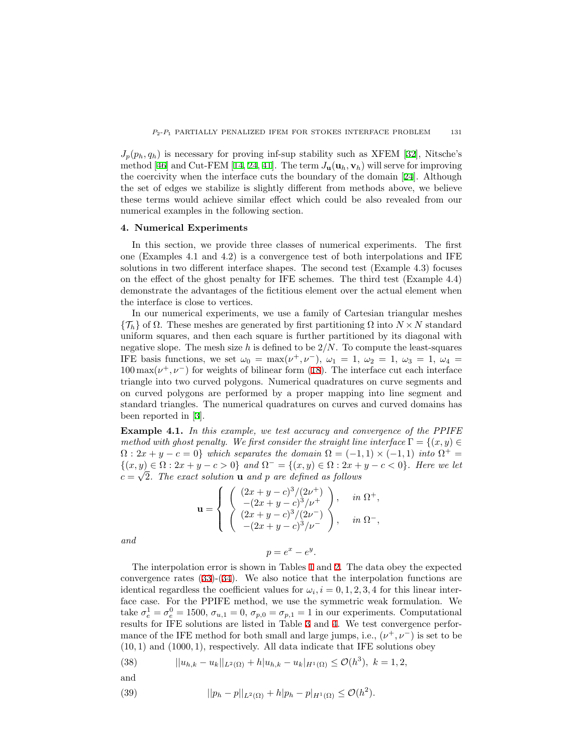$J_p(p_h, q_h)$ is necessary for proving inf-sup stability such as XFEM [32], Nitsche's method [46] and Cut-FEM [14, 24, 41]. The term $J_{\mathbf{u}}(\mathbf{u}_h, \mathbf{v}_h)$ will serve for improving the coercivity when the interface cuts the boundary of the domain [24]. Although the set of edges we stabilize is slightly different from methods above, we believe these terms would achieve similar effect which could be also revealed from our numerical examples in the following section.

## 4. Numerical Experiments

In this section, we provide three classes of numerical experiments. The first one (Examples 4.1 and 4.2) is a convergence test of both interpolations and IFE solutions in two different interface shapes. The second test (Example 4.3) focuses on the effect of the ghost penalty for IFE schemes. The third test (Example 4.4) demonstrate the advantages of the fictitious element over the actual element when the interface is close to vertices.

In our numerical experiments, we use a family of Cartesian triangular meshes $\{\mathcal{T}_h\}$ of $\Omega$. These meshes are generated by first partitioning $\Omega$ into $N \times N$ standard uniform squares, and then each square is further partitioned by its diagonal with negative slope. The mesh size $h$ is defined to be $2/N$. To compute the least-squares IFE basis functions, we set $\omega_0 = \max(\nu^+, \nu^-)$, $\omega_1 = 1$, $\omega_2 = 1$, $\omega_3 = 1$, $\omega_4 = 100\max(\nu^+, \nu^-)$ for weights of bilinear form (18). The interface cut each interface triangle into two curved polygons. Numerical quadratures on curve segments and on curved polygons are performed by a proper mapping into line segment and standard triangles. The numerical quadratures on curves and curved domains has been reported in [3].

**Example 4.1.** *In this example, we test accuracy and convergence of the PPIFE method with ghost penalty. We first consider the straight line interface $\Gamma = \{(x, y) \in \Omega : 2x + y - c = 0\}$ which separates the domain $\Omega = (-1, 1) \times (-1, 1)$ into $\Omega^+ = \{(x, y) \in \Omega : 2x + y - c > 0\}$ and $\Omega^- = \{(x, y) \in \Omega : 2x + y - c < 0\}$. Here we let $c = \sqrt{2}$. The exact solution $\mathbf{u}$ and $p$ are defined as follows*

$$
\mathbf{u} = \begin{cases} \begin{pmatrix} (2x + y - c)^3/(2\nu^+) \\ -(2x + y - c)^3/\nu^+ \end{pmatrix}, & \text{in } \Omega^+, \\ \begin{pmatrix} (2x + y - c)^3/(2\nu^-) \\ -(2x + y - c)^3/\nu^- \end{pmatrix}, & \text{in } \Omega^-, \end{cases}
$$

*and*

$$
p = e^x - e^y.
$$

The interpolation error is shown in Tables 1 and 2. The data obey the expected convergence rates (33)-(34). We also notice that the interpolation functions are identical regardless the coefficient values for $\omega_i, i = 0, 1, 2, 3, 4$ for this linear interface case. For the PPIFE method, we use the symmetric weak formulation. We take $\sigma_e^1 = \sigma_e^0 = 1500$, $\sigma_{u,1} = 0$, $\sigma_{p,0} = \sigma_{p,1} = 1$ in our experiments. Computational results for IFE solutions are listed in Table 3 and 4. We test convergence performance of the IFE method for both small and large jumps, i.e., $(\nu^+, \nu^-)$ is set to be $(10, 1)$ and $(1000, 1)$, respectively. All data indicate that IFE solutions obey

$$
||u_{h,k} - u_k||_{L^2(\Omega)} + h|u_{h,k} - u_k|_{H^1(\Omega)} \leq \mathcal{O}(h^3), \; k = 1, 2, \tag{38}
$$

and

$$
||p_h - p||_{L^2(\Omega)} + h|p_h - p|_{H^1(\Omega)} \leq \mathcal{O}(h^2). \tag{39}
$$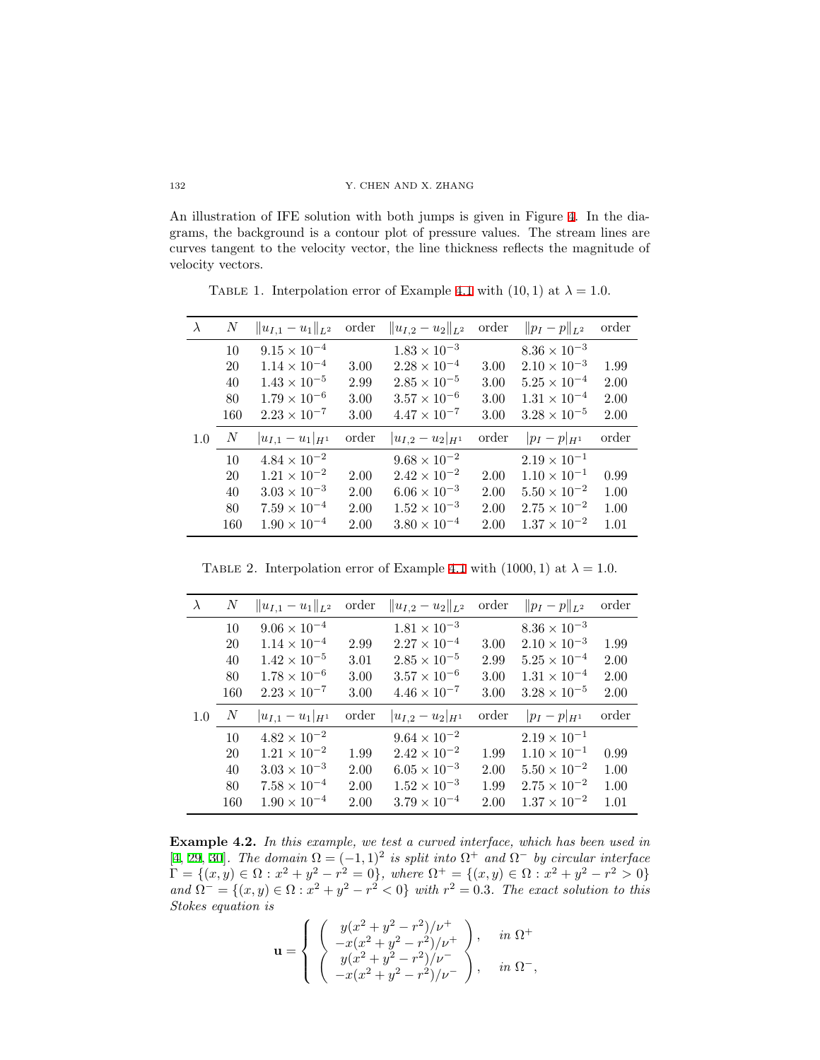An illustration of IFE solution with both jumps is given in Figure 4. In the diagrams, the background is a contour plot of pressure values. The stream lines are curves tangent to the velocity vector, the line thickness reflects the magnitude of velocity vectors.

TABLE 1. Interpolation error of Example 4.1 with $(10, 1)$ at $\lambda = 1.0$.

| $\lambda$ | $N$ | $\|u_{I,1} - u_1\|_{L^2}$ | order | $\|u_{I,2} - u_2\|_{L^2}$ | order | $\|p_I - p\|_{L^2}$ | order |
|---|---|---|---|---|---|---|---|
| | 10 | $9.15 \times 10^{-4}$ | | $1.83 \times 10^{-3}$ | | $8.36 \times 10^{-3}$ | |
| | 20 | $1.14 \times 10^{-4}$ | 3.00 | $2.28 \times 10^{-4}$ | 3.00 | $2.10 \times 10^{-3}$ | 1.99 |
| | 40 | $1.43 \times 10^{-5}$ | 2.99 | $2.85 \times 10^{-5}$ | 3.00 | $5.25 \times 10^{-4}$ | 2.00 |
| | 80 | $1.79 \times 10^{-6}$ | 3.00 | $3.57 \times 10^{-6}$ | 3.00 | $1.31 \times 10^{-4}$ | 2.00 |
| | 160 | $2.23 \times 10^{-7}$ | 3.00 | $4.47 \times 10^{-7}$ | 3.00 | $3.28 \times 10^{-5}$ | 2.00 |
| 1.0 | $N$ | $\|u_{I,1} - u_1\|_{H^1}$ | order | $\|u_{I,2} - u_2\|_{H^1}$ | order | $\|p_I - p\|_{H^1}$ | order |
| | 10 | $4.84 \times 10^{-2}$ | | $9.68 \times 10^{-2}$ | | $2.19 \times 10^{-1}$ | |
| | 20 | $1.21 \times 10^{-2}$ | 2.00 | $2.42 \times 10^{-2}$ | 2.00 | $1.10 \times 10^{-1}$ | 0.99 |
| | 40 | $3.03 \times 10^{-3}$ | 2.00 | $6.06 \times 10^{-3}$ | 2.00 | $5.50 \times 10^{-2}$ | 1.00 |
| | 80 | $7.59 \times 10^{-4}$ | 2.00 | $1.52 \times 10^{-3}$ | 2.00 | $2.75 \times 10^{-2}$ | 1.00 |
| | 160 | $1.90 \times 10^{-4}$ | 2.00 | $3.80 \times 10^{-4}$ | 2.00 | $1.37 \times 10^{-2}$ | 1.01 |

TABLE 2. Interpolation error of Example 4.1 with $(1000, 1)$ at $\lambda = 1.0$.

| $\lambda$ | $N$ | $\|u_{I,1} - u_1\|_{L^2}$ | order | $\|u_{I,2} - u_2\|_{L^2}$ | order | $\|p_I - p\|_{L^2}$ | order |
|---|---|---|---|---|---|---|---|
| | 10 | $9.06 \times 10^{-4}$ | | $1.81 \times 10^{-3}$ | | $8.36 \times 10^{-3}$ | |
| | 20 | $1.14 \times 10^{-4}$ | 2.99 | $2.27 \times 10^{-4}$ | 3.00 | $2.10 \times 10^{-3}$ | 1.99 |
| | 40 | $1.42 \times 10^{-5}$ | 3.01 | $2.85 \times 10^{-5}$ | 2.99 | $5.25 \times 10^{-4}$ | 2.00 |
| | 80 | $1.78 \times 10^{-6}$ | 3.00 | $3.57 \times 10^{-6}$ | 3.00 | $1.31 \times 10^{-4}$ | 2.00 |
| | 160 | $2.23 \times 10^{-7}$ | 3.00 | $4.46 \times 10^{-7}$ | 3.00 | $3.28 \times 10^{-5}$ | 2.00 |
| 1.0 | $N$ | $\|u_{I,1} - u_1\|_{H^1}$ | order | $\|u_{I,2} - u_2\|_{H^1}$ | order | $\|p_I - p\|_{H^1}$ | order |
| | 10 | $4.82 \times 10^{-2}$ | | $9.64 \times 10^{-2}$ | | $2.19 \times 10^{-1}$ | |
| | 20 | $1.21 \times 10^{-2}$ | 1.99 | $2.42 \times 10^{-2}$ | 1.99 | $1.10 \times 10^{-1}$ | 0.99 |
| | 40 | $3.03 \times 10^{-3}$ | 2.00 | $6.05 \times 10^{-3}$ | 2.00 | $5.50 \times 10^{-2}$ | 1.00 |
| | 80 | $7.58 \times 10^{-4}$ | 2.00 | $1.52 \times 10^{-3}$ | 1.99 | $2.75 \times 10^{-2}$ | 1.00 |
| | 160 | $1.90 \times 10^{-4}$ | 2.00 | $3.79 \times 10^{-4}$ | 2.00 | $1.37 \times 10^{-2}$ | 1.01 |

**Example 4.2.** *In this example, we test a curved interface, which has been used in [4, 29, 30]. The domain $\Omega = (-1, 1)^2$ is split into $\Omega^+$ and $\Omega^-$ by circular interface $\Gamma = \{(x, y) \in \Omega : x^2 + y^2 - r^2 = 0\}$, where $\Omega^+ = \{(x, y) \in \Omega : x^2 + y^2 - r^2 > 0\}$ and $\Omega^- = \{(x, y) \in \Omega : x^2 + y^2 - r^2 < 0\}$ with $r^2 = 0.3$. The exact solution to this Stokes equation is*

$$
\mathbf{u} = \begin{cases} \begin{pmatrix} y(x^2 + y^2 - r^2)/\nu^+ \\ -x(x^2 + y^2 - r^2)/\nu^+ \end{pmatrix}, & \text{in } \Omega^+ \\ \begin{pmatrix} y(x^2 + y^2 - r^2)/\nu^- \\ -x(x^2 + y^2 - r^2)/\nu^- \end{pmatrix}, & \text{in } \Omega^-, \end{cases}
$$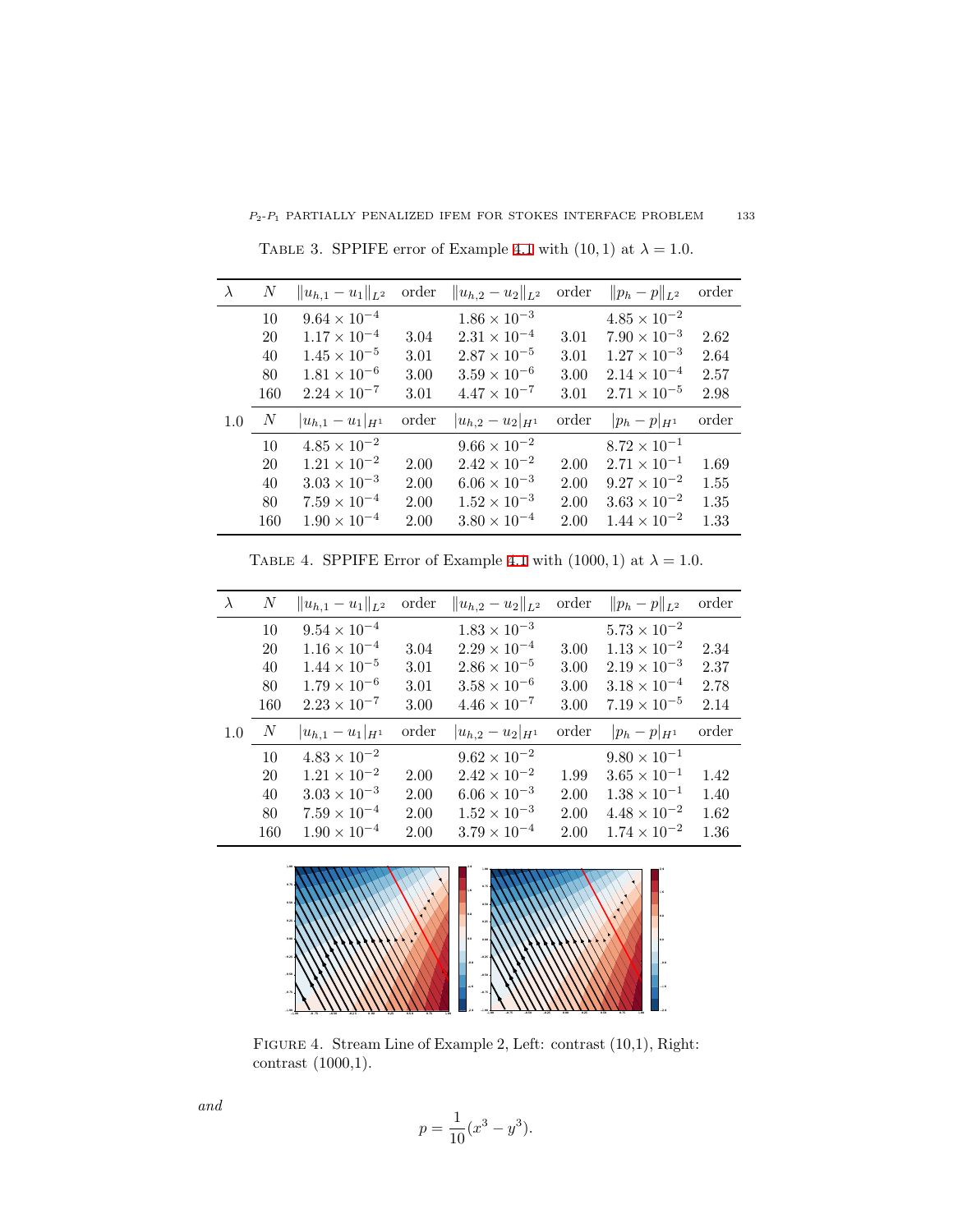Table 3. SPPIFE error of Example 4.1 with $(10, 1)$ at $\lambda = 1.0$.

| $\lambda$ | $N$ | $\|u_{h,1} - u_1\|_{L^2}$ | order | $\|u_{h,2} - u_2\|_{L^2}$ | order | $\|p_h - p\|_{L^2}$ | order |
|---|---|---|---|---|---|---|---|
| | 10 | $9.64 \times 10^{-4}$ | | $1.86 \times 10^{-3}$ | | $4.85 \times 10^{-2}$ | |
| | 20 | $1.17 \times 10^{-4}$ | 3.04 | $2.31 \times 10^{-4}$ | 3.01 | $7.90 \times 10^{-3}$ | 2.62 |
| | 40 | $1.45 \times 10^{-5}$ | 3.01 | $2.87 \times 10^{-5}$ | 3.01 | $1.27 \times 10^{-3}$ | 2.64 |
| | 80 | $1.81 \times 10^{-6}$ | 3.00 | $3.59 \times 10^{-6}$ | 3.00 | $2.14 \times 10^{-4}$ | 2.57 |
| | 160 | $2.24 \times 10^{-7}$ | 3.01 | $4.47 \times 10^{-7}$ | 3.01 | $2.71 \times 10^{-5}$ | 2.98 |
| 1.0 | $N$ | $\|u_{h,1} - u_1\|_{H^1}$ | order | $\|u_{h,2} - u_2\|_{H^1}$ | order | $\|p_h - p\|_{H^1}$ | order |
| | 10 | $4.85 \times 10^{-2}$ | | $9.66 \times 10^{-2}$ | | $8.72 \times 10^{-1}$ | |
| | 20 | $1.21 \times 10^{-2}$ | 2.00 | $2.42 \times 10^{-2}$ | 2.00 | $2.71 \times 10^{-1}$ | 1.69 |
| | 40 | $3.03 \times 10^{-3}$ | 2.00 | $6.06 \times 10^{-3}$ | 2.00 | $9.27 \times 10^{-2}$ | 1.55 |
| | 80 | $7.59 \times 10^{-4}$ | 2.00 | $1.52 \times 10^{-3}$ | 2.00 | $3.63 \times 10^{-2}$ | 1.35 |
| | 160 | $1.90 \times 10^{-4}$ | 2.00 | $3.80 \times 10^{-4}$ | 2.00 | $1.44 \times 10^{-2}$ | 1.33 |

Table 4. SPPIFE Error of Example 4.1 with $(1000, 1)$ at $\lambda = 1.0$.

| $\lambda$ | $N$ | $\|u_{h,1} - u_1\|_{L^2}$ | order | $\|u_{h,2} - u_2\|_{L^2}$ | order | $\|p_h - p\|_{L^2}$ | order |
|---|---|---|---|---|---|---|---|
| | 10 | $9.54 \times 10^{-4}$ | | $1.83 \times 10^{-3}$ | | $5.73 \times 10^{-2}$ | |
| | 20 | $1.16 \times 10^{-4}$ | 3.04 | $2.29 \times 10^{-4}$ | 3.00 | $1.13 \times 10^{-2}$ | 2.34 |
| | 40 | $1.44 \times 10^{-5}$ | 3.01 | $2.86 \times 10^{-5}$ | 3.00 | $2.19 \times 10^{-3}$ | 2.37 |
| | 80 | $1.79 \times 10^{-6}$ | 3.01 | $3.58 \times 10^{-6}$ | 3.00 | $3.18 \times 10^{-4}$ | 2.78 |
| | 160 | $2.23 \times 10^{-7}$ | 3.00 | $4.46 \times 10^{-7}$ | 3.00 | $7.19 \times 10^{-5}$ | 2.14 |
| 1.0 | $N$ | $\|u_{h,1} - u_1\|_{H^1}$ | order | $\|u_{h,2} - u_2\|_{H^1}$ | order | $\|p_h - p\|_{H^1}$ | order |
| | 10 | $4.83 \times 10^{-2}$ | | $9.62 \times 10^{-2}$ | | $9.80 \times 10^{-1}$ | |
| | 20 | $1.21 \times 10^{-2}$ | 2.00 | $2.42 \times 10^{-2}$ | 1.99 | $3.65 \times 10^{-1}$ | 1.42 |
| | 40 | $3.03 \times 10^{-3}$ | 2.00 | $6.06 \times 10^{-3}$ | 2.00 | $1.38 \times 10^{-1}$ | 1.40 |
| | 80 | $7.59 \times 10^{-4}$ | 2.00 | $1.52 \times 10^{-3}$ | 2.00 | $4.48 \times 10^{-2}$ | 1.62 |
| | 160 | $1.90 \times 10^{-4}$ | 2.00 | $3.79 \times 10^{-4}$ | 2.00 | $1.74 \times 10^{-2}$ | 1.36 |

Figure 4. Stream Line of Example 2, Left: contrast (10,1), Right: contrast (1000,1).

*and*

$$p = \frac{1}{10}(x^3 - y^3).$$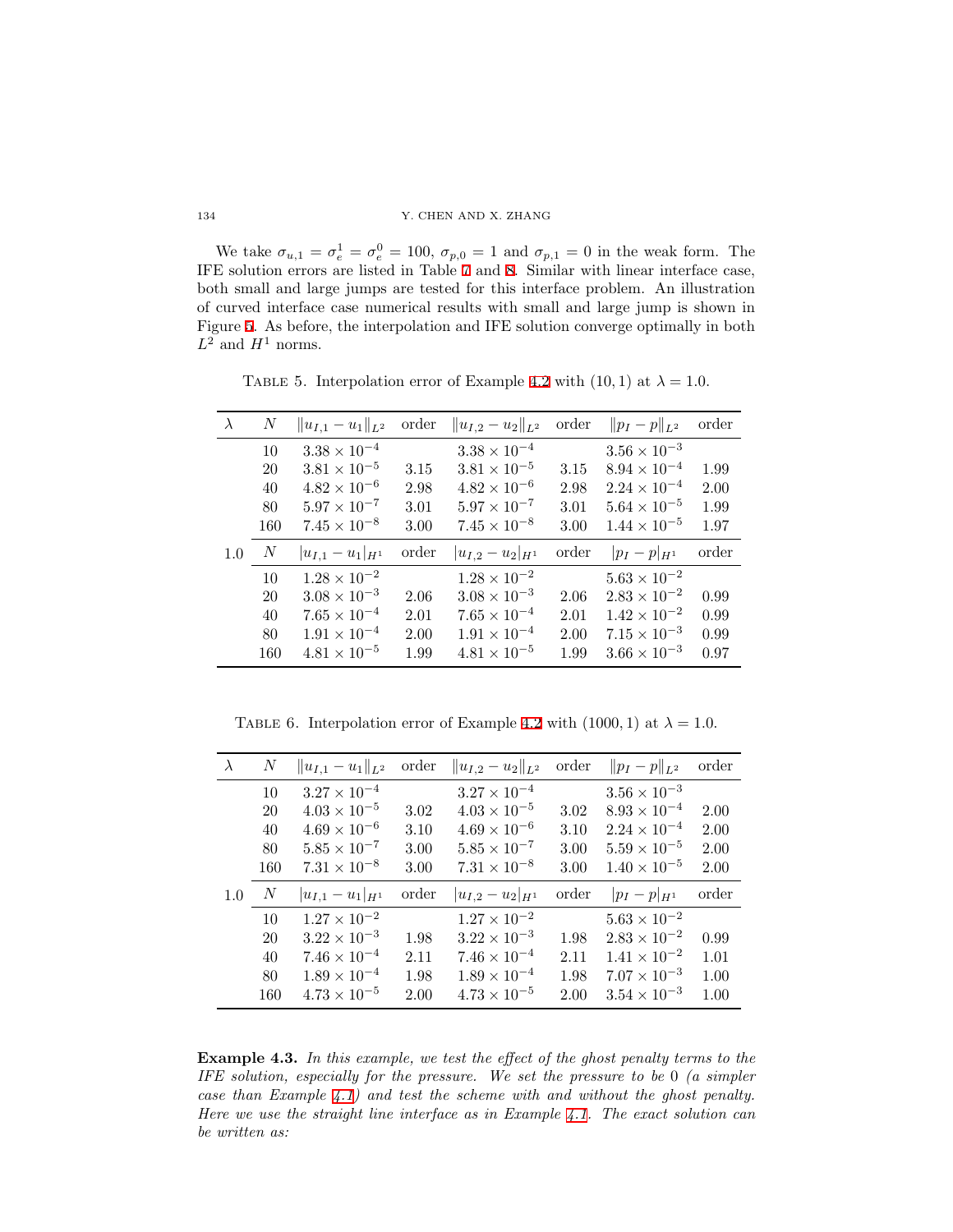We take $\sigma_{u,1} = \sigma_e^1 = \sigma_e^0 = 100$, $\sigma_{p,0} = 1$ and $\sigma_{p,1} = 0$ in the weak form. The IFE solution errors are listed in Table 7 and 8. Similar with linear interface case, both small and large jumps are tested for this interface problem. An illustration of curved interface case numerical results with small and large jump is shown in Figure 5. As before, the interpolation and IFE solution converge optimally in both $L^2$ and $H^1$ norms.

Table 5. Interpolation error of Example 4.2 with $(10, 1)$ at $\lambda = 1.0$.

| $\lambda$ | $N$ | $\\|u_{I,1} - u_1\\|_{L^2}$ | order | $\\|u_{I,2} - u_2\\|_{L^2}$ | order | $\\|p_I - p\\|_{L^2}$ | order |
|---|---|---|---|---|---|---|---|
| | 10 | $3.38 \times 10^{-4}$ | | $3.38 \times 10^{-4}$ | | $3.56 \times 10^{-3}$ | |
| | 20 | $3.81 \times 10^{-5}$ | 3.15 | $3.81 \times 10^{-5}$ | 3.15 | $8.94 \times 10^{-4}$ | 1.99 |
| | 40 | $4.82 \times 10^{-6}$ | 2.98 | $4.82 \times 10^{-6}$ | 2.98 | $2.24 \times 10^{-4}$ | 2.00 |
| | 80 | $5.97 \times 10^{-7}$ | 3.01 | $5.97 \times 10^{-7}$ | 3.01 | $5.64 \times 10^{-5}$ | 1.99 |
| | 160 | $7.45 \times 10^{-8}$ | 3.00 | $7.45 \times 10^{-8}$ | 3.00 | $1.44 \times 10^{-5}$ | 1.97 |
| 1.0 | $N$ | $\|u_{I,1} - u_1\|_{H^1}$ | order | $\|u_{I,2} - u_2\|_{H^1}$ | order | $\|p_I - p\|_{H^1}$ | order |
| | 10 | $1.28 \times 10^{-2}$ | | $1.28 \times 10^{-2}$ | | $5.63 \times 10^{-2}$ | |
| | 20 | $3.08 \times 10^{-3}$ | 2.06 | $3.08 \times 10^{-3}$ | 2.06 | $2.83 \times 10^{-2}$ | 0.99 |
| | 40 | $7.65 \times 10^{-4}$ | 2.01 | $7.65 \times 10^{-4}$ | 2.01 | $1.42 \times 10^{-2}$ | 0.99 |
| | 80 | $1.91 \times 10^{-4}$ | 2.00 | $1.91 \times 10^{-4}$ | 2.00 | $7.15 \times 10^{-3}$ | 0.99 |
| | 160 | $4.81 \times 10^{-5}$ | 1.99 | $4.81 \times 10^{-5}$ | 1.99 | $3.66 \times 10^{-3}$ | 0.97 |

Table 6. Interpolation error of Example 4.2 with $(1000, 1)$ at $\lambda = 1.0$.

| $\lambda$ | $N$ | $\\|u_{I,1} - u_1\\|_{L^2}$ | order | $\\|u_{I,2} - u_2\\|_{L^2}$ | order | $\\|p_I - p\\|_{L^2}$ | order |
|---|---|---|---|---|---|---|---|
| | 10 | $3.27 \times 10^{-4}$ | | $3.27 \times 10^{-4}$ | | $3.56 \times 10^{-3}$ | |
| | 20 | $4.03 \times 10^{-5}$ | 3.02 | $4.03 \times 10^{-5}$ | 3.02 | $8.93 \times 10^{-4}$ | 2.00 |
| | 40 | $4.69 \times 10^{-6}$ | 3.10 | $4.69 \times 10^{-6}$ | 3.10 | $2.24 \times 10^{-4}$ | 2.00 |
| | 80 | $5.85 \times 10^{-7}$ | 3.00 | $5.85 \times 10^{-7}$ | 3.00 | $5.59 \times 10^{-5}$ | 2.00 |
| | 160 | $7.31 \times 10^{-8}$ | 3.00 | $7.31 \times 10^{-8}$ | 3.00 | $1.40 \times 10^{-5}$ | 2.00 |
| 1.0 | $N$ | $\|u_{I,1} - u_1\|_{H^1}$ | order | $\|u_{I,2} - u_2\|_{H^1}$ | order | $\|p_I - p\|_{H^1}$ | order |
| | 10 | $1.27 \times 10^{-2}$ | | $1.27 \times 10^{-2}$ | | $5.63 \times 10^{-2}$ | |
| | 20 | $3.22 \times 10^{-3}$ | 1.98 | $3.22 \times 10^{-3}$ | 1.98 | $2.83 \times 10^{-2}$ | 0.99 |
| | 40 | $7.46 \times 10^{-4}$ | 2.11 | $7.46 \times 10^{-4}$ | 2.11 | $1.41 \times 10^{-2}$ | 1.01 |
| | 80 | $1.89 \times 10^{-4}$ | 1.98 | $1.89 \times 10^{-4}$ | 1.98 | $7.07 \times 10^{-3}$ | 1.00 |
| | 160 | $4.73 \times 10^{-5}$ | 2.00 | $4.73 \times 10^{-5}$ | 2.00 | $3.54 \times 10^{-3}$ | 1.00 |

**Example 4.3.** *In this example, we test the effect of the ghost penalty terms to the IFE solution, especially for the pressure. We set the pressure to be 0 (a simpler case than Example 4.1) and test the scheme with and without the ghost penalty. Here we use the straight line interface as in Example 4.1. The exact solution can be written as:*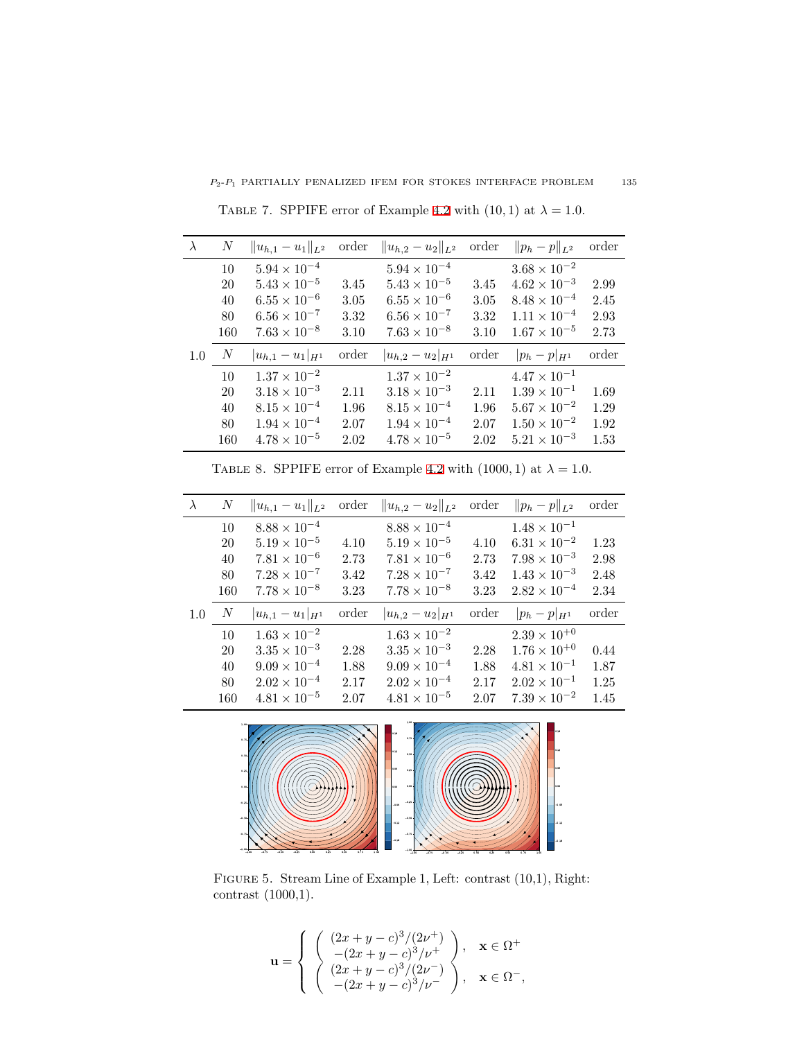TABLE 7. SPPIFE error of Example 4.2 with $(10, 1)$ at $\lambda = 1.0$.

| $\lambda$ | $N$ | $\|u_{h,1} - u_1\|_{L^2}$ | order | $\|u_{h,2} - u_2\|_{L^2}$ | order | $\|p_h - p\|_{L^2}$ | order |
|---|---|---|---|---|---|---|---|
| | 10 | $5.94 \times 10^{-4}$ | | $5.94 \times 10^{-4}$ | | $3.68 \times 10^{-2}$ | |
| | 20 | $5.43 \times 10^{-5}$ | 3.45 | $5.43 \times 10^{-5}$ | 3.45 | $4.62 \times 10^{-3}$ | 2.99 |
| | 40 | $6.55 \times 10^{-6}$ | 3.05 | $6.55 \times 10^{-6}$ | 3.05 | $8.48 \times 10^{-4}$ | 2.45 |
| | 80 | $6.56 \times 10^{-7}$ | 3.32 | $6.56 \times 10^{-7}$ | 3.32 | $1.11 \times 10^{-4}$ | 2.93 |
| | 160 | $7.63 \times 10^{-8}$ | 3.10 | $7.63 \times 10^{-8}$ | 3.10 | $1.67 \times 10^{-5}$ | 2.73 |
| 1.0 | $N$ | $\|u_{h,1} - u_1\|_{H^1}$ | order | $\|u_{h,2} - u_2\|_{H^1}$ | order | $\|p_h - p\|_{H^1}$ | order |
| | 10 | $1.37 \times 10^{-2}$ | | $1.37 \times 10^{-2}$ | | $4.47 \times 10^{-1}$ | |
| | 20 | $3.18 \times 10^{-3}$ | 2.11 | $3.18 \times 10^{-3}$ | 2.11 | $1.39 \times 10^{-1}$ | 1.69 |
| | 40 | $8.15 \times 10^{-4}$ | 1.96 | $8.15 \times 10^{-4}$ | 1.96 | $5.67 \times 10^{-2}$ | 1.29 |
| | 80 | $1.94 \times 10^{-4}$ | 2.07 | $1.94 \times 10^{-4}$ | 2.07 | $1.50 \times 10^{-2}$ | 1.92 |
| | 160 | $4.78 \times 10^{-5}$ | 2.02 | $4.78 \times 10^{-5}$ | 2.02 | $5.21 \times 10^{-3}$ | 1.53 |

TABLE 8. SPPIFE error of Example 4.2 with $(1000, 1)$ at $\lambda = 1.0$.

| $\lambda$ | $N$ | $\|u_{h,1} - u_1\|_{L^2}$ | order | $\|u_{h,2} - u_2\|_{L^2}$ | order | $\|p_h - p\|_{L^2}$ | order |
|---|---|---|---|---|---|---|---|
| | 10 | $8.88 \times 10^{-4}$ | | $8.88 \times 10^{-4}$ | | $1.48 \times 10^{-1}$ | |
| | 20 | $5.19 \times 10^{-5}$ | 4.10 | $5.19 \times 10^{-5}$ | 4.10 | $6.31 \times 10^{-2}$ | 1.23 |
| | 40 | $7.81 \times 10^{-6}$ | 2.73 | $7.81 \times 10^{-6}$ | 2.73 | $7.98 \times 10^{-3}$ | 2.98 |
| | 80 | $7.28 \times 10^{-7}$ | 3.42 | $7.28 \times 10^{-7}$ | 3.42 | $1.43 \times 10^{-3}$ | 2.48 |
| | 160 | $7.78 \times 10^{-8}$ | 3.23 | $7.78 \times 10^{-8}$ | 3.23 | $2.82 \times 10^{-4}$ | 2.34 |
| 1.0 | $N$ | $\|u_{h,1} - u_1\|_{H^1}$ | order | $\|u_{h,2} - u_2\|_{H^1}$ | order | $\|p_h - p\|_{H^1}$ | order |
| | 10 | $1.63 \times 10^{-2}$ | | $1.63 \times 10^{-2}$ | | $2.39 \times 10^{+0}$ | |
| | 20 | $3.35 \times 10^{-3}$ | 2.28 | $3.35 \times 10^{-3}$ | 2.28 | $1.76 \times 10^{+0}$ | 0.44 |
| | 40 | $9.09 \times 10^{-4}$ | 1.88 | $9.09 \times 10^{-4}$ | 1.88 | $4.81 \times 10^{-1}$ | 1.87 |
| | 80 | $2.02 \times 10^{-4}$ | 2.17 | $2.02 \times 10^{-4}$ | 2.17 | $2.02 \times 10^{-1}$ | 1.25 |
| | 160 | $4.81 \times 10^{-5}$ | 2.07 | $4.81 \times 10^{-5}$ | 2.07 | $7.39 \times 10^{-2}$ | 1.45 |

FIGURE 5. Stream Line of Example 1, Left: contrast (10,1), Right: contrast (1000,1).

$$\mathbf{u} = \begin{cases} \begin{pmatrix} (2x+y-c)^3/(2\nu^+) \\ -(2x+y-c)^3/\nu^+ \end{pmatrix}, & \mathbf{x} \in \Omega^+ \\ \begin{pmatrix} (2x+y-c)^3/(2\nu^-) \\ -(2x+y-c)^3/\nu^- \end{pmatrix}, & \mathbf{x} \in \Omega^-, \end{cases}$$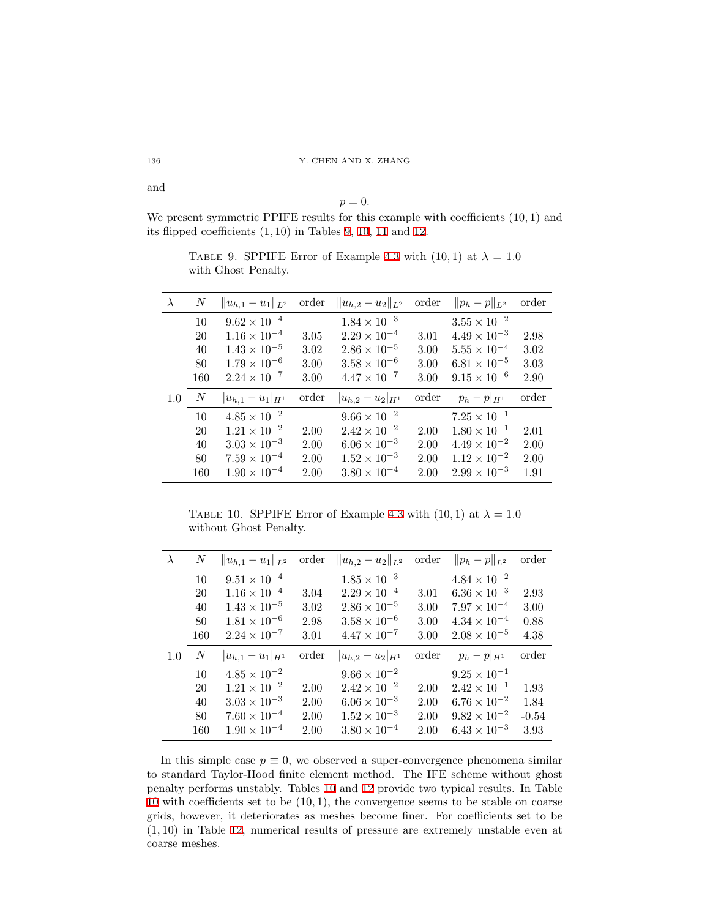and

$$p = 0.$$

We present symmetric PPIFE results for this example with coefficients $(10, 1)$ and its flipped coefficients $(1, 10)$ in Tables 9, 10, 11 and 12.

TABLE 9. SPPIFE Error of Example 4.3 with $(10, 1)$ at $\lambda = 1.0$ with Ghost Penalty.

| $\lambda$ | $N$ | $\|u_{h,1} - u_1\|_{L^2}$ | order | $\|u_{h,2} - u_2\|_{L^2}$ | order | $\|p_h - p\|_{L^2}$ | order |
|---|---|---|---|---|---|---|---|
| | 10 | $9.62 \times 10^{-4}$ | | $1.84 \times 10^{-3}$ | | $3.55 \times 10^{-2}$ | |
| | 20 | $1.16 \times 10^{-4}$ | 3.05 | $2.29 \times 10^{-4}$ | 3.01 | $4.49 \times 10^{-3}$ | 2.98 |
| | 40 | $1.43 \times 10^{-5}$ | 3.02 | $2.86 \times 10^{-5}$ | 3.00 | $5.55 \times 10^{-4}$ | 3.02 |
| | 80 | $1.79 \times 10^{-6}$ | 3.00 | $3.58 \times 10^{-6}$ | 3.00 | $6.81 \times 10^{-5}$ | 3.03 |
| | 160 | $2.24 \times 10^{-7}$ | 3.00 | $4.47 \times 10^{-7}$ | 3.00 | $9.15 \times 10^{-6}$ | 2.90 |
| 1.0 | $N$ | $\|u_{h,1} - u_1\|_{H^1}$ | order | $\|u_{h,2} - u_2\|_{H^1}$ | order | $\|p_h - p\|_{H^1}$ | order |
| | 10 | $4.85 \times 10^{-2}$ | | $9.66 \times 10^{-2}$ | | $7.25 \times 10^{-1}$ | |
| | 20 | $1.21 \times 10^{-2}$ | 2.00 | $2.42 \times 10^{-2}$ | 2.00 | $1.80 \times 10^{-1}$ | 2.01 |
| | 40 | $3.03 \times 10^{-3}$ | 2.00 | $6.06 \times 10^{-3}$ | 2.00 | $4.49 \times 10^{-2}$ | 2.00 |
| | 80 | $7.59 \times 10^{-4}$ | 2.00 | $1.52 \times 10^{-3}$ | 2.00 | $1.12 \times 10^{-2}$ | 2.00 |
| | 160 | $1.90 \times 10^{-4}$ | 2.00 | $3.80 \times 10^{-4}$ | 2.00 | $2.99 \times 10^{-3}$ | 1.91 |

TABLE 10. SPPIFE Error of Example 4.3 with $(10, 1)$ at $\lambda = 1.0$ without Ghost Penalty.

| $\lambda$ | $N$ | $\|u_{h,1} - u_1\|_{L^2}$ | order | $\|u_{h,2} - u_2\|_{L^2}$ | order | $\|p_h - p\|_{L^2}$ | order |
|---|---|---|---|---|---|---|---|
| | 10 | $9.51 \times 10^{-4}$ | | $1.85 \times 10^{-3}$ | | $4.84 \times 10^{-2}$ | |
| | 20 | $1.16 \times 10^{-4}$ | 3.04 | $2.29 \times 10^{-4}$ | 3.01 | $6.36 \times 10^{-3}$ | 2.93 |
| | 40 | $1.43 \times 10^{-5}$ | 3.02 | $2.86 \times 10^{-5}$ | 3.00 | $7.97 \times 10^{-4}$ | 3.00 |
| | 80 | $1.81 \times 10^{-6}$ | 2.98 | $3.58 \times 10^{-6}$ | 3.00 | $4.34 \times 10^{-4}$ | 0.88 |
| | 160 | $2.24 \times 10^{-7}$ | 3.01 | $4.47 \times 10^{-7}$ | 3.00 | $2.08 \times 10^{-5}$ | 4.38 |
| 1.0 | $N$ | $\|u_{h,1} - u_1\|_{H^1}$ | order | $\|u_{h,2} - u_2\|_{H^1}$ | order | $\|p_h - p\|_{H^1}$ | order |
| | 10 | $4.85 \times 10^{-2}$ | | $9.66 \times 10^{-2}$ | | $9.25 \times 10^{-1}$ | |
| | 20 | $1.21 \times 10^{-2}$ | 2.00 | $2.42 \times 10^{-2}$ | 2.00 | $2.42 \times 10^{-1}$ | 1.93 |
| | 40 | $3.03 \times 10^{-3}$ | 2.00 | $6.06 \times 10^{-3}$ | 2.00 | $6.76 \times 10^{-2}$ | 1.84 |
| | 80 | $7.60 \times 10^{-4}$ | 2.00 | $1.52 \times 10^{-3}$ | 2.00 | $9.82 \times 10^{-2}$ | -0.54 |
| | 160 | $1.90 \times 10^{-4}$ | 2.00 | $3.80 \times 10^{-4}$ | 2.00 | $6.43 \times 10^{-3}$ | 3.93 |

In this simple case $p \equiv 0$, we observed a super-convergence phenomena similar to standard Taylor-Hood finite element method. The IFE scheme without ghost penalty performs unstably. Tables 10 and 12 provide two typical results. In Table 10 with coefficients set to be $(10, 1)$, the convergence seems to be stable on coarse grids, however, it deteriorates as meshes become finer. For coefficients set to be $(1, 10)$ in Table 12, numerical results of pressure are extremely unstable even at coarse meshes.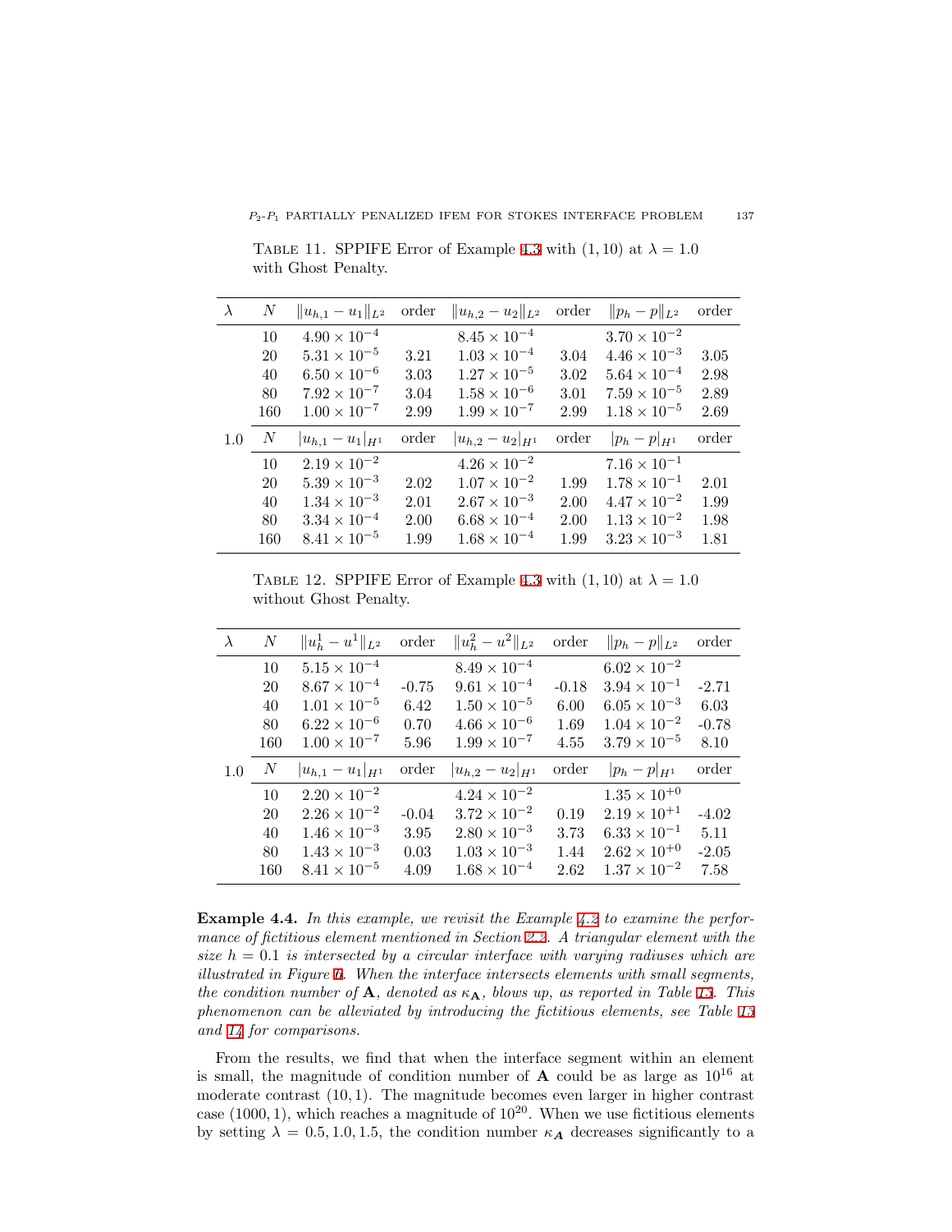TABLE 11. SPPIFE Error of Example 4.3 with $(1, 10)$ at $\lambda = 1.0$ with Ghost Penalty.

| $\lambda$ | $N$ | $\|u_{h,1} - u_1\|_{L^2}$ | order | $\|u_{h,2} - u_2\|_{L^2}$ | order | $\|p_h - p\|_{L^2}$ | order |
|---|---|---|---|---|---|---|---|
| | 10 | $4.90 \times 10^{-4}$ | | $8.45 \times 10^{-4}$ | | $3.70 \times 10^{-2}$ | |
| | 20 | $5.31 \times 10^{-5}$ | 3.21 | $1.03 \times 10^{-4}$ | 3.04 | $4.46 \times 10^{-3}$ | 3.05 |
| | 40 | $6.50 \times 10^{-6}$ | 3.03 | $1.27 \times 10^{-5}$ | 3.02 | $5.64 \times 10^{-4}$ | 2.98 |
| | 80 | $7.92 \times 10^{-7}$ | 3.04 | $1.58 \times 10^{-6}$ | 3.01 | $7.59 \times 10^{-5}$ | 2.89 |
| | 160 | $1.00 \times 10^{-7}$ | 2.99 | $1.99 \times 10^{-7}$ | 2.99 | $1.18 \times 10^{-5}$ | 2.69 |
| 1.0 | $N$ | $\|u_{h,1} - u_1\|_{H^1}$ | order | $\|u_{h,2} - u_2\|_{H^1}$ | order | $\|p_h - p\|_{H^1}$ | order |
| | 10 | $2.19 \times 10^{-2}$ | | $4.26 \times 10^{-2}$ | | $7.16 \times 10^{-1}$ | |
| | 20 | $5.39 \times 10^{-3}$ | 2.02 | $1.07 \times 10^{-2}$ | 1.99 | $1.78 \times 10^{-1}$ | 2.01 |
| | 40 | $1.34 \times 10^{-3}$ | 2.01 | $2.67 \times 10^{-3}$ | 2.00 | $4.47 \times 10^{-2}$ | 1.99 |
| | 80 | $3.34 \times 10^{-4}$ | 2.00 | $6.68 \times 10^{-4}$ | 2.00 | $1.13 \times 10^{-2}$ | 1.98 |
| | 160 | $8.41 \times 10^{-5}$ | 1.99 | $1.68 \times 10^{-4}$ | 1.99 | $3.23 \times 10^{-3}$ | 1.81 |

TABLE 12. SPPIFE Error of Example 4.3 with $(1, 10)$ at $\lambda = 1.0$ without Ghost Penalty.

| $\lambda$ | $N$ | $\|u_h^1 - u^1\|_{L^2}$ | order | $\|u_h^2 - u^2\|_{L^2}$ | order | $\|p_h - p\|_{L^2}$ | order |
|---|---|---|---|---|---|---|---|
| | 10 | $5.15 \times 10^{-4}$ | | $8.49 \times 10^{-4}$ | | $6.02 \times 10^{-2}$ | |
| | 20 | $8.67 \times 10^{-4}$ | -0.75 | $9.61 \times 10^{-4}$ | -0.18 | $3.94 \times 10^{-1}$ | -2.71 |
| | 40 | $1.01 \times 10^{-5}$ | 6.42 | $1.50 \times 10^{-5}$ | 6.00 | $6.05 \times 10^{-3}$ | 6.03 |
| | 80 | $6.22 \times 10^{-6}$ | 0.70 | $4.66 \times 10^{-6}$ | 1.69 | $1.04 \times 10^{-2}$ | -0.78 |
| | 160 | $1.00 \times 10^{-7}$ | 5.96 | $1.99 \times 10^{-7}$ | 4.55 | $3.79 \times 10^{-5}$ | 8.10 |
| 1.0 | $N$ | $\|u_{h,1} - u_1\|_{H^1}$ | order | $\|u_{h,2} - u_2\|_{H^1}$ | order | $\|p_h - p\|_{H^1}$ | order |
| | 10 | $2.20 \times 10^{-2}$ | | $4.24 \times 10^{-2}$ | | $1.35 \times 10^{+0}$ | |
| | 20 | $2.26 \times 10^{-2}$ | -0.04 | $3.72 \times 10^{-2}$ | 0.19 | $2.19 \times 10^{+1}$ | -4.02 |
| | 40 | $1.46 \times 10^{-3}$ | 3.95 | $2.80 \times 10^{-3}$ | 3.73 | $6.33 \times 10^{-1}$ | 5.11 |
| | 80 | $1.43 \times 10^{-3}$ | 0.03 | $1.03 \times 10^{-3}$ | 1.44 | $2.62 \times 10^{+0}$ | -2.05 |
| | 160 | $8.41 \times 10^{-5}$ | 4.09 | $1.68 \times 10^{-4}$ | 2.62 | $1.37 \times 10^{-2}$ | 7.58 |

**Example 4.4.** *In this example, we revisit the Example 4.2 to examine the performance of fictitious element mentioned in Section 2.2. A triangular element with the size $h = 0.1$ is intersected by a circular interface with varying radiuses which are illustrated in Figure 6. When the interface intersects elements with small segments, the condition number of $\mathbf{A}$, denoted as $\kappa_{\mathbf{A}}$, blows up, as reported in Table 13. This phenomenon can be alleviated by introducing the fictitious elements, see Table 13 and 14 for comparisons.*

From the results, we find that when the interface segment within an element is small, the magnitude of condition number of $\mathbf{A}$ could be as large as $10^{16}$ at moderate contrast $(10, 1)$. The magnitude becomes even larger in higher contrast case $(1000, 1)$, which reaches a magnitude of $10^{20}$. When we use fictitious elements by setting $\lambda = 0.5, 1.0, 1.5$, the condition number $\kappa_{\boldsymbol{A}}$ decreases significantly to a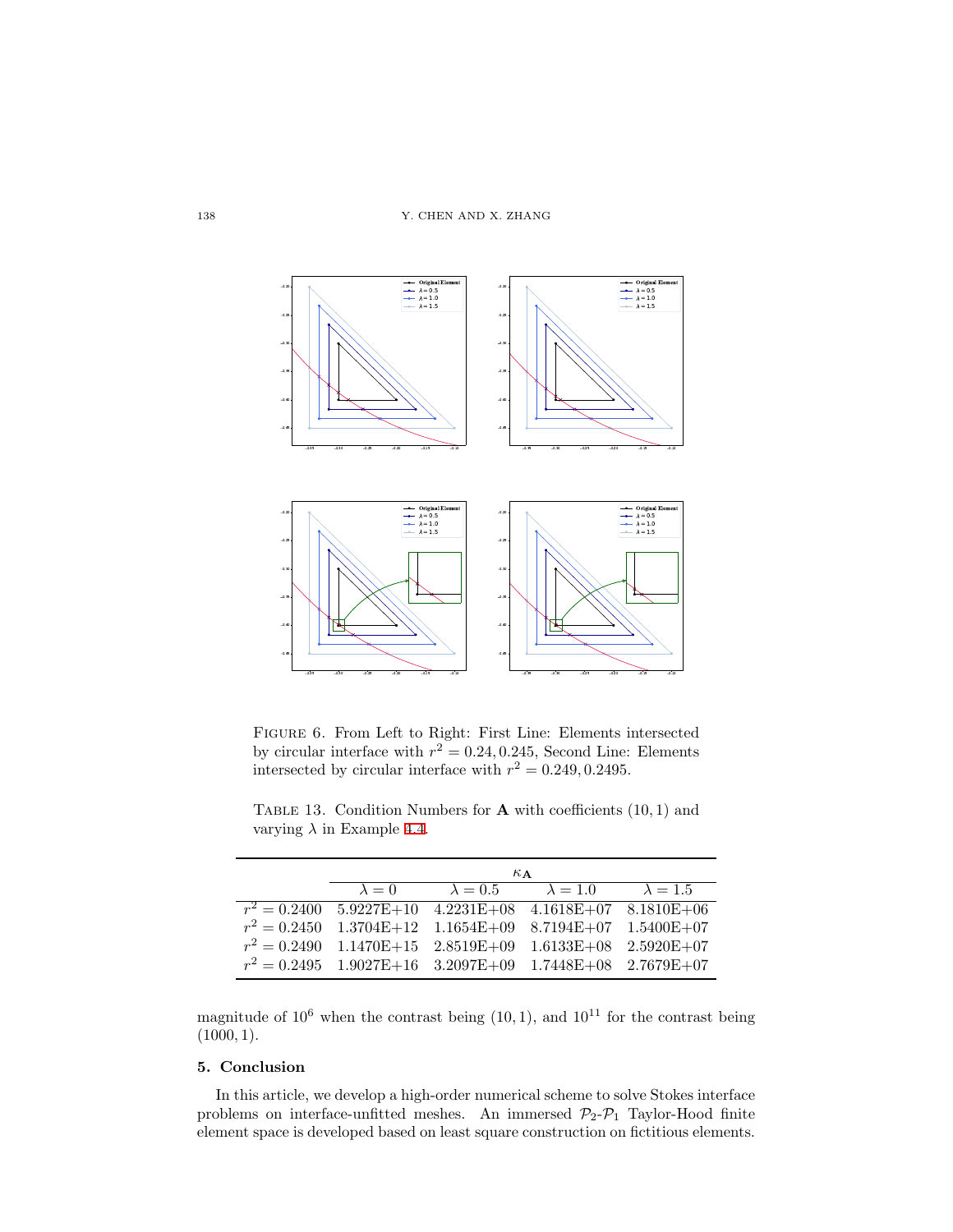Figure 6. From Left to Right: First Line: Elements intersected by circular interface with $r^2 = 0.24, 0.245$, Second Line: Elements intersected by circular interface with $r^2 = 0.249, 0.2495$.

Table 13. Condition Numbers for $\mathbf{A}$ with coefficients $(10, 1)$ and varying $\lambda$ in Example 4.4.

| | $\kappa_{\mathbf{A}}$ | | | |
|---|---|---|---|---|
| | $\lambda = 0$ | $\lambda = 0.5$ | $\lambda = 1.0$ | $\lambda = 1.5$ |
| $r^2 = 0.2400$ | 5.9227E+10 | 4.2231E+08 | 4.1618E+07 | 8.1810E+06 |
| $r^2 = 0.2450$ | 1.3704E+12 | 1.1654E+09 | 8.7194E+07 | 1.5400E+07 |
| $r^2 = 0.2490$ | 1.1470E+15 | 2.8519E+09 | 1.6133E+08 | 2.5920E+07 |
| $r^2 = 0.2495$ | 1.9027E+16 | 3.2097E+09 | 1.7448E+08 | 2.7679E+07 |

magnitude of $10^6$ when the contrast being $(10, 1)$, and $10^{11}$ for the contrast being $(1000, 1)$.

## 5. Conclusion

In this article, we develop a high-order numerical scheme to solve Stokes interface problems on interface-unfitted meshes. An immersed $\mathcal{P}_2$-$\mathcal{P}_1$ Taylor-Hood finite element space is developed based on least square construction on fictitious elements.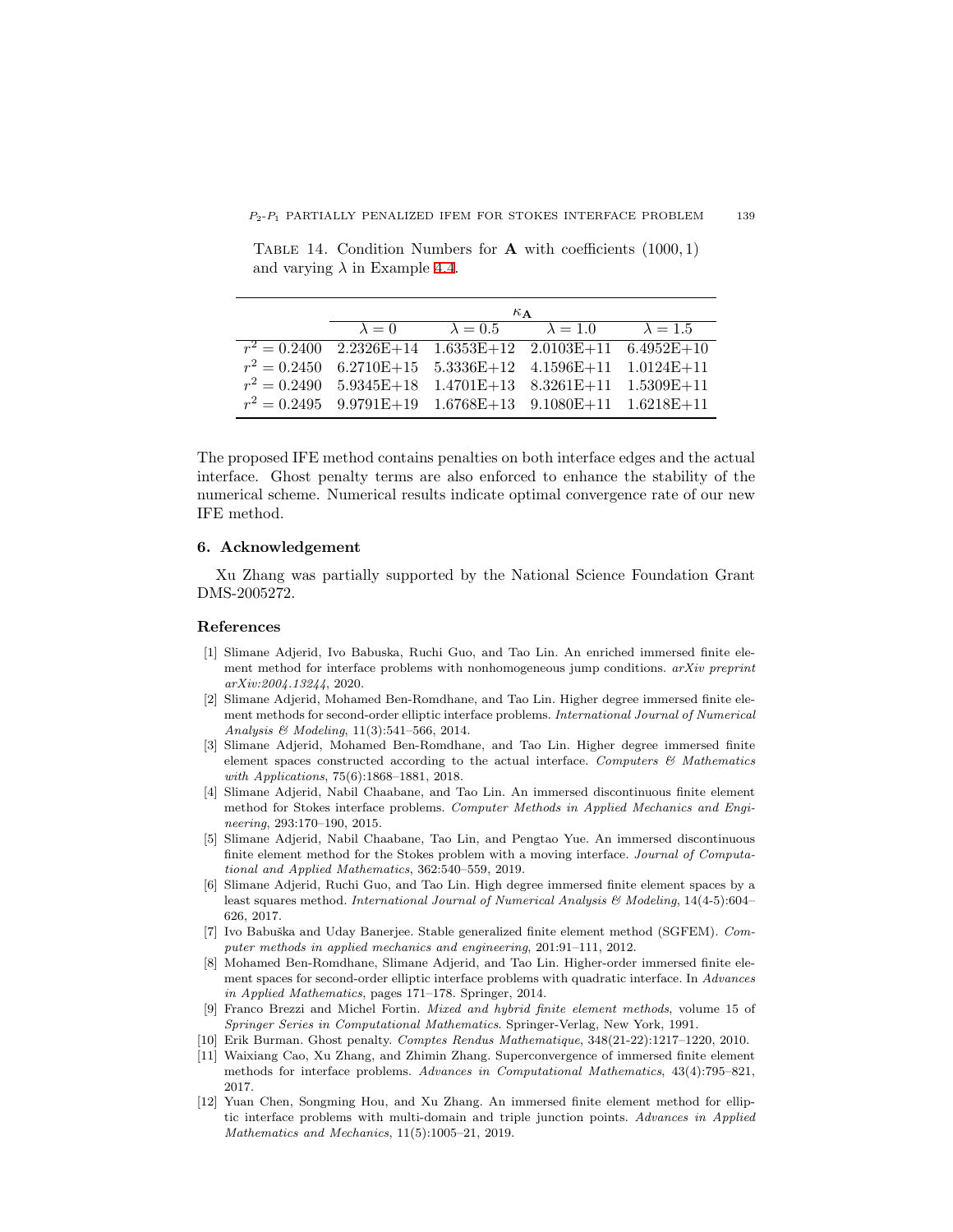TABLE 14. Condition Numbers for $\mathbf{A}$ with coefficients $(1000, 1)$ and varying $\lambda$ in Example 4.4.

| | $\kappa_{\mathbf{A}}$ | | | |
|---|---|---|---|---|
| | $\lambda = 0$ | $\lambda = 0.5$ | $\lambda = 1.0$ | $\lambda = 1.5$ |
| $r^2 = 0.2400$ | 2.2326E+14 | 1.6353E+12 | 2.0103E+11 | 6.4952E+10 |
| $r^2 = 0.2450$ | 6.2710E+15 | 5.3336E+12 | 4.1596E+11 | 1.0124E+11 |
| $r^2 = 0.2490$ | 5.9345E+18 | 1.4701E+13 | 8.3261E+11 | 1.5309E+11 |
| $r^2 = 0.2495$ | 9.9791E+19 | 1.6768E+13 | 9.1080E+11 | 1.6218E+11 |

The proposed IFE method contains penalties on both interface edges and the actual interface. Ghost penalty terms are also enforced to enhance the stability of the numerical scheme. Numerical results indicate optimal convergence rate of our new IFE method.

## 6. Acknowledgement

Xu Zhang was partially supported by the National Science Foundation Grant DMS-2005272.

## References

[1] Slimane Adjerid, Ivo Babuska, Ruchi Guo, and Tao Lin. An enriched immersed finite element method for interface problems with nonhomogeneous jump conditions. *arXiv preprint arXiv:2004.13244*, 2020.

[2] Slimane Adjerid, Mohamed Ben-Romdhane, and Tao Lin. Higher degree immersed finite element methods for second-order elliptic interface problems. *International Journal of Numerical Analysis & Modeling*, 11(3):541–566, 2014.

[3] Slimane Adjerid, Mohamed Ben-Romdhane, and Tao Lin. Higher degree immersed finite element spaces constructed according to the actual interface. *Computers & Mathematics with Applications*, 75(6):1868–1881, 2018.

[4] Slimane Adjerid, Nabil Chaabane, and Tao Lin. An immersed discontinuous finite element method for Stokes interface problems. *Computer Methods in Applied Mechanics and Engineering*, 293:170–190, 2015.

[5] Slimane Adjerid, Nabil Chaabane, Tao Lin, and Pengtao Yue. An immersed discontinuous finite element method for the Stokes problem with a moving interface. *Journal of Computational and Applied Mathematics*, 362:540–559, 2019.

[6] Slimane Adjerid, Ruchi Guo, and Tao Lin. High degree immersed finite element spaces by a least squares method. *International Journal of Numerical Analysis & Modeling*, 14(4-5):604–626, 2017.

[7] Ivo Babuška and Uday Banerjee. Stable generalized finite element method (SGFEM). *Computer methods in applied mechanics and engineering*, 201:91–111, 2012.

[8] Mohamed Ben-Romdhane, Slimane Adjerid, and Tao Lin. Higher-order immersed finite element spaces for second-order elliptic interface problems with quadratic interface. In *Advances in Applied Mathematics*, pages 171–178. Springer, 2014.

[9] Franco Brezzi and Michel Fortin. *Mixed and hybrid finite element methods*, volume 15 of *Springer Series in Computational Mathematics*. Springer-Verlag, New York, 1991.

[10] Erik Burman. Ghost penalty. *Comptes Rendus Mathematique*, 348(21-22):1217–1220, 2010.

[11] Waixiang Cao, Xu Zhang, and Zhimin Zhang. Superconvergence of immersed finite element methods for interface problems. *Advances in Computational Mathematics*, 43(4):795–821, 2017.

[12] Yuan Chen, Songming Hou, and Xu Zhang. An immersed finite element method for elliptic interface problems with multi-domain and triple junction points. *Advances in Applied Mathematics and Mechanics*, 11(5):1005–21, 2019.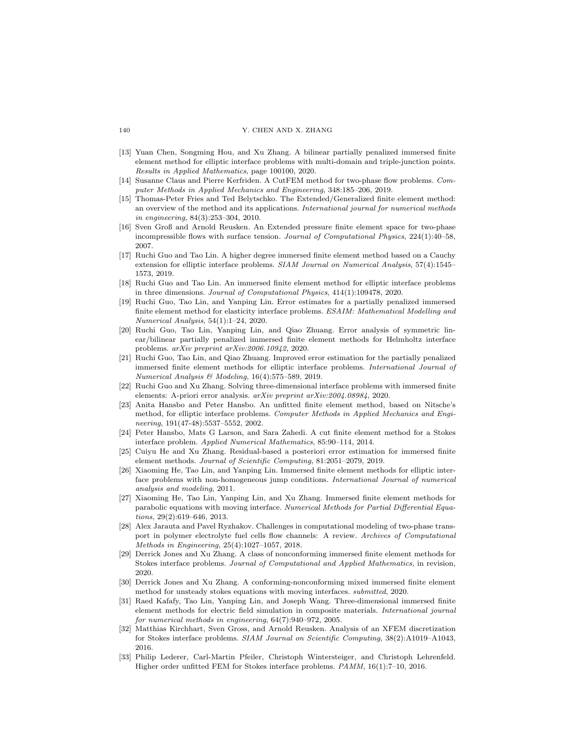[13] Yuan Chen, Songming Hou, and Xu Zhang. A bilinear partially penalized immersed finite element method for elliptic interface problems with multi-domain and triple-junction points. *Results in Applied Mathematics*, page 100100, 2020.

[14] Susanne Claus and Pierre Kerfriden. A CutFEM method for two-phase flow problems. *Computer Methods in Applied Mechanics and Engineering*, 348:185–206, 2019.

[15] Thomas-Peter Fries and Ted Belytschko. The Extended/Generalized finite element method: an overview of the method and its applications. *International journal for numerical methods in engineering*, 84(3):253–304, 2010.

[16] Sven Groß and Arnold Reusken. An Extended pressure finite element space for two-phase incompressible flows with surface tension. *Journal of Computational Physics*, 224(1):40–58, 2007.

[17] Ruchi Guo and Tao Lin. A higher degree immersed finite element method based on a Cauchy extension for elliptic interface problems. *SIAM Journal on Numerical Analysis*, 57(4):1545–1573, 2019.

[18] Ruchi Guo and Tao Lin. An immersed finite element method for elliptic interface problems in three dimensions. *Journal of Computational Physics*, 414(1):109478, 2020.

[19] Ruchi Guo, Tao Lin, and Yanping Lin. Error estimates for a partially penalized immersed finite element method for elasticity interface problems. *ESAIM: Mathematical Modelling and Numerical Analysis*, 54(1):1–24, 2020.

[20] Ruchi Guo, Tao Lin, Yanping Lin, and Qiao Zhuang. Error analysis of symmetric linear/bilinear partially penalized immersed finite element methods for Helmholtz interface problems. *arXiv preprint arXiv:2006.10942*, 2020.

[21] Ruchi Guo, Tao Lin, and Qiao Zhuang. Improved error estimation for the partially penalized immersed finite element methods for elliptic interface problems. *International Journal of Numerical Analysis & Modeling*, 16(4):575–589, 2019.

[22] Ruchi Guo and Xu Zhang. Solving three-dimensional interface problems with immersed finite elements: A-priori error analysis. *arXiv preprint arXiv:2004.08984*, 2020.

[23] Anita Hansbo and Peter Hansbo. An unfitted finite element method, based on Nitsche's method, for elliptic interface problems. *Computer Methods in Applied Mechanics and Engineering*, 191(47-48):5537–5552, 2002.

[24] Peter Hansbo, Mats G Larson, and Sara Zahedi. A cut finite element method for a Stokes interface problem. *Applied Numerical Mathematics*, 85:90–114, 2014.

[25] Cuiyu He and Xu Zhang. Residual-based a posteriori error estimation for immersed finite element methods. *Journal of Scientific Computing*, 81:2051–2079, 2019.

[26] Xiaoming He, Tao Lin, and Yanping Lin. Immersed finite element methods for elliptic interface problems with non-homogeneous jump conditions. *International Journal of numerical analysis and modeling*, 2011.

[27] Xiaoming He, Tao Lin, Yanping Lin, and Xu Zhang. Immersed finite element methods for parabolic equations with moving interface. *Numerical Methods for Partial Differential Equations*, 29(2):619–646, 2013.

[28] Alex Jarauta and Pavel Ryzhakov. Challenges in computational modeling of two-phase transport in polymer electrolyte fuel cells flow channels: A review. *Archives of Computational Methods in Engineering*, 25(4):1027–1057, 2018.

[29] Derrick Jones and Xu Zhang. A class of nonconforming immersed finite element methods for Stokes interface problems. *Journal of Computational and Applied Mathematics*, in revision, 2020.

[30] Derrick Jones and Xu Zhang. A conforming-nonconforming mixed immersed finite element method for unsteady stokes equations with moving interfaces. *submitted*, 2020.

[31] Raed Kafafy, Tao Lin, Yanping Lin, and Joseph Wang. Three-dimensional immersed finite element methods for electric field simulation in composite materials. *International journal for numerical methods in engineering*, 64(7):940–972, 2005.

[32] Matthias Kirchhart, Sven Gross, and Arnold Reusken. Analysis of an XFEM discretization for Stokes interface problems. *SIAM Journal on Scientific Computing*, 38(2):A1019–A1043, 2016.

[33] Philip Lederer, Carl-Martin Pfeiler, Christoph Wintersteiger, and Christoph Lehrenfeld. Higher order unfitted FEM for Stokes interface problems. *PAMM*, 16(1):7–10, 2016.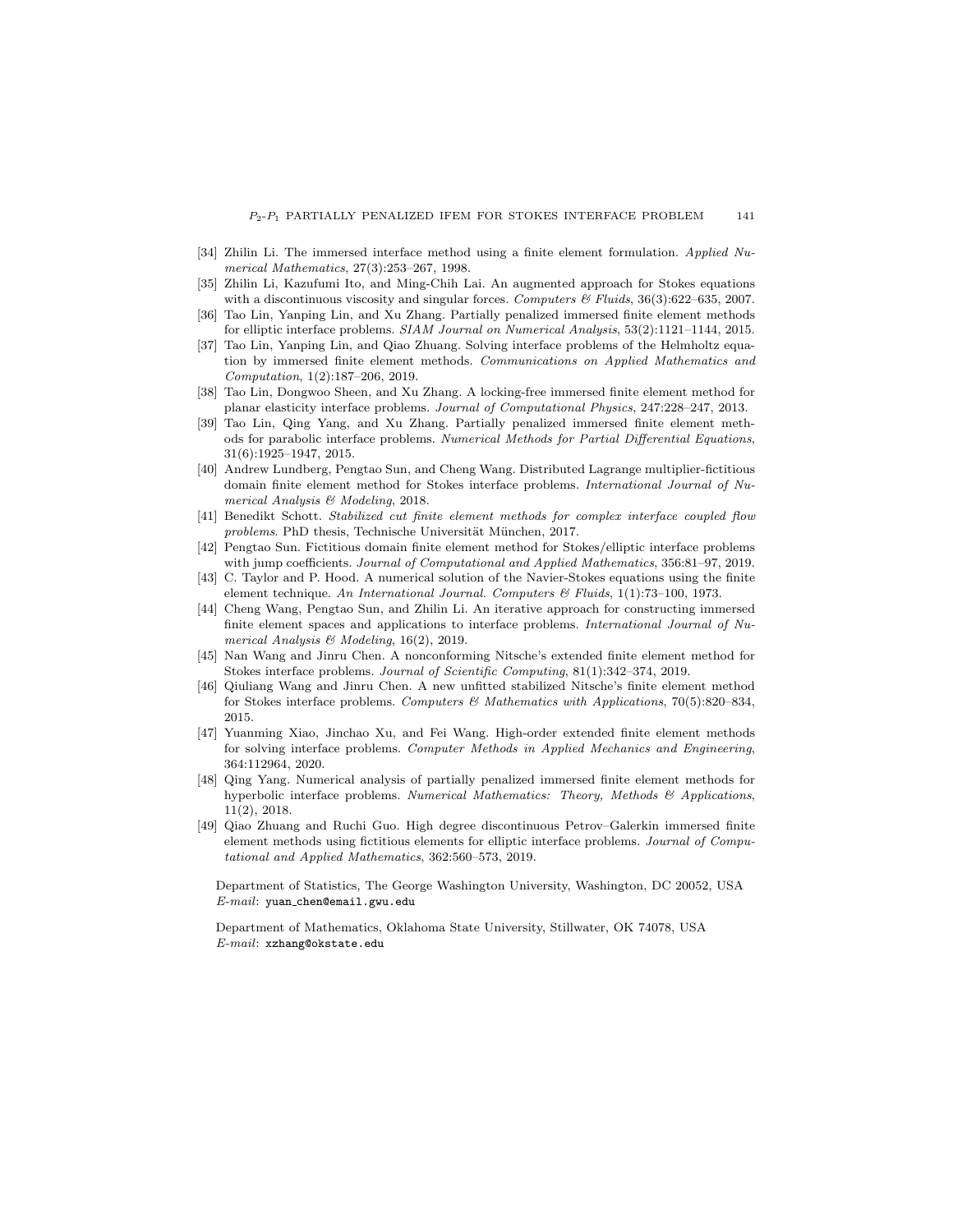[34] Zhilin Li. The immersed interface method using a finite element formulation. *Applied Numerical Mathematics*, 27(3):253–267, 1998.

[35] Zhilin Li, Kazufumi Ito, and Ming-Chih Lai. An augmented approach for Stokes equations with a discontinuous viscosity and singular forces. *Computers & Fluids*, 36(3):622–635, 2007.

[36] Tao Lin, Yanping Lin, and Xu Zhang. Partially penalized immersed finite element methods for elliptic interface problems. *SIAM Journal on Numerical Analysis*, 53(2):1121–1144, 2015.

[37] Tao Lin, Yanping Lin, and Qiao Zhuang. Solving interface problems of the Helmholtz equation by immersed finite element methods. *Communications on Applied Mathematics and Computation*, 1(2):187–206, 2019.

[38] Tao Lin, Dongwoo Sheen, and Xu Zhang. A locking-free immersed finite element method for planar elasticity interface problems. *Journal of Computational Physics*, 247:228–247, 2013.

[39] Tao Lin, Qing Yang, and Xu Zhang. Partially penalized immersed finite element methods for parabolic interface problems. *Numerical Methods for Partial Differential Equations*, 31(6):1925–1947, 2015.

[40] Andrew Lundberg, Pengtao Sun, and Cheng Wang. Distributed Lagrange multiplier-fictitious domain finite element method for Stokes interface problems. *International Journal of Numerical Analysis & Modeling*, 2018.

[41] Benedikt Schott. *Stabilized cut finite element methods for complex interface coupled flow problems*. PhD thesis, Technische Universität München, 2017.

[42] Pengtao Sun. Fictitious domain finite element method for Stokes/elliptic interface problems with jump coefficients. *Journal of Computational and Applied Mathematics*, 356:81–97, 2019.

[43] C. Taylor and P. Hood. A numerical solution of the Navier-Stokes equations using the finite element technique. *An International Journal. Computers & Fluids*, 1(1):73–100, 1973.

[44] Cheng Wang, Pengtao Sun, and Zhilin Li. An iterative approach for constructing immersed finite element spaces and applications to interface problems. *International Journal of Numerical Analysis & Modeling*, 16(2), 2019.

[45] Nan Wang and Jinru Chen. A nonconforming Nitsche's extended finite element method for Stokes interface problems. *Journal of Scientific Computing*, 81(1):342–374, 2019.

[46] Qiuliang Wang and Jinru Chen. A new unfitted stabilized Nitsche's finite element method for Stokes interface problems. *Computers & Mathematics with Applications*, 70(5):820–834, 2015.

[47] Yuanming Xiao, Jinchao Xu, and Fei Wang. High-order extended finite element methods for solving interface problems. *Computer Methods in Applied Mechanics and Engineering*, 364:112964, 2020.

[48] Qing Yang. Numerical analysis of partially penalized immersed finite element methods for hyperbolic interface problems. *Numerical Mathematics: Theory, Methods & Applications*, 11(2), 2018.

[49] Qiao Zhuang and Ruchi Guo. High degree discontinuous Petrov–Galerkin immersed finite element methods using fictitious elements for elliptic interface problems. *Journal of Computational and Applied Mathematics*, 362:560–573, 2019.

Department of Statistics, The George Washington University, Washington, DC 20052, USA
*E-mail*: yuan_chen@email.gwu.edu

Department of Mathematics, Oklahoma State University, Stillwater, OK 74078, USA
*E-mail*: xzhang@okstate.edu